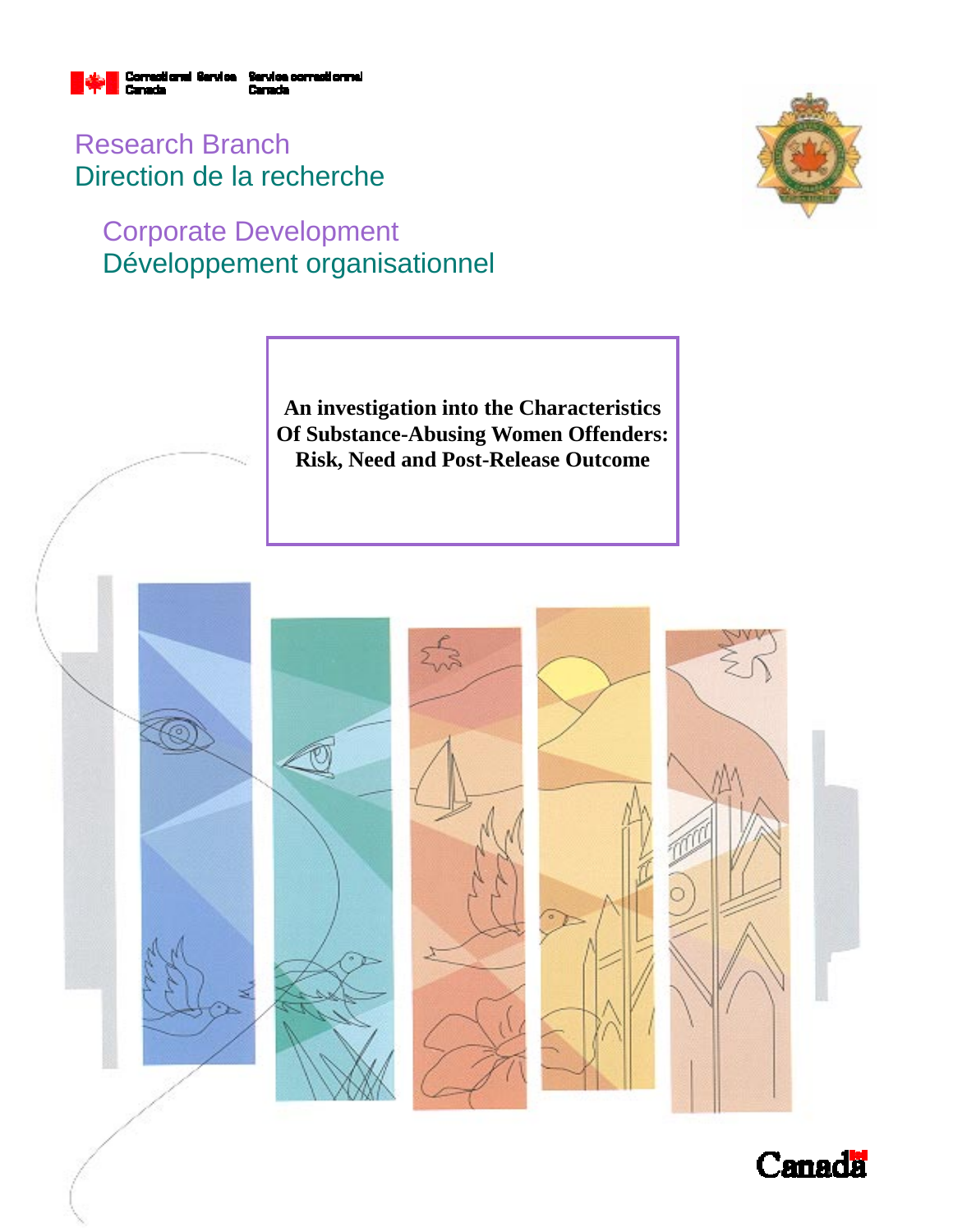Correctional Service Canada    Service correctionnel Canada

Research Branch
Direction de la recherche

Corporate Development
Développement organisationnel

# An investigation into the Characteristics Of Substance-Abusing Women Offenders: Risk, Need and Post-Release Outcome

Canada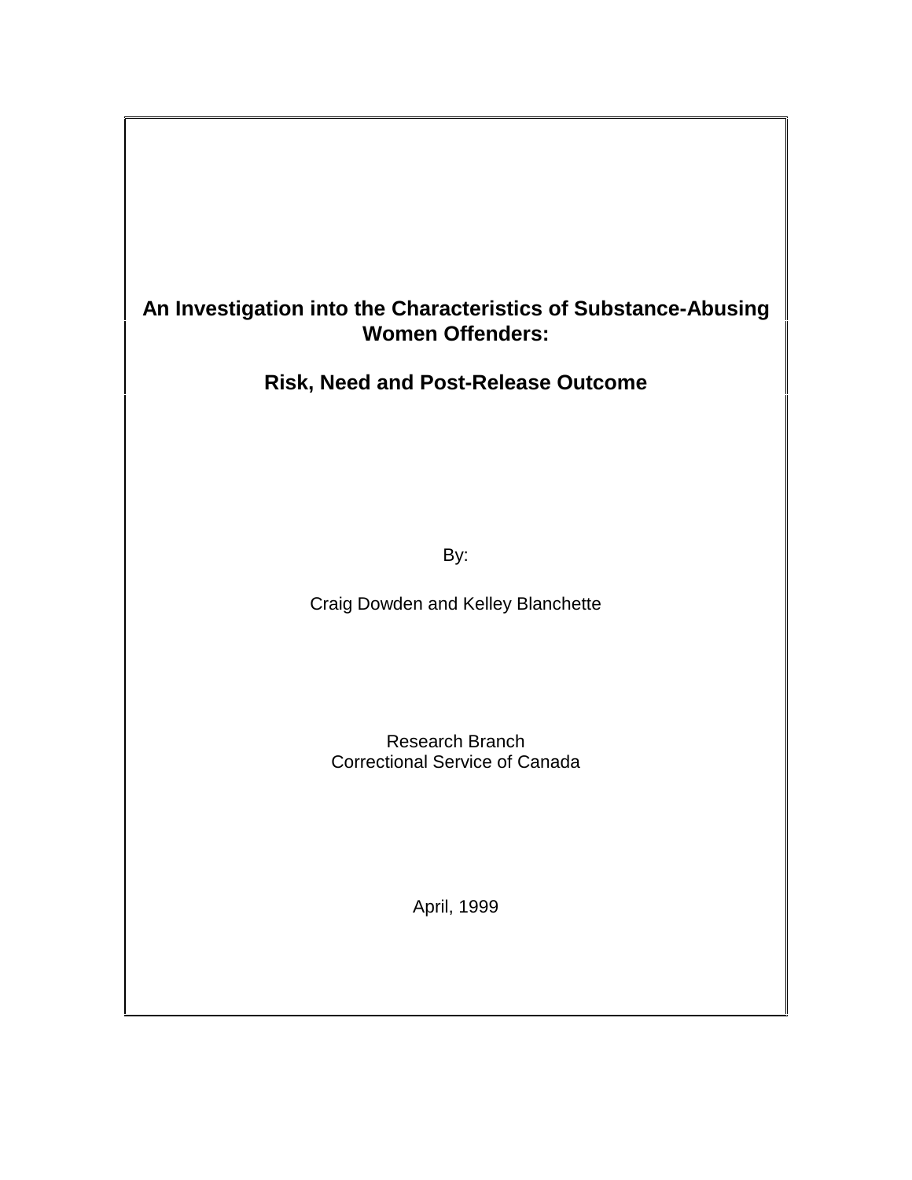# An Investigation into the Characteristics of Substance-Abusing Women Offenders:

## Risk, Need and Post-Release Outcome

By:

Craig Dowden and Kelley Blanchette

Research Branch
Correctional Service of Canada

April, 1999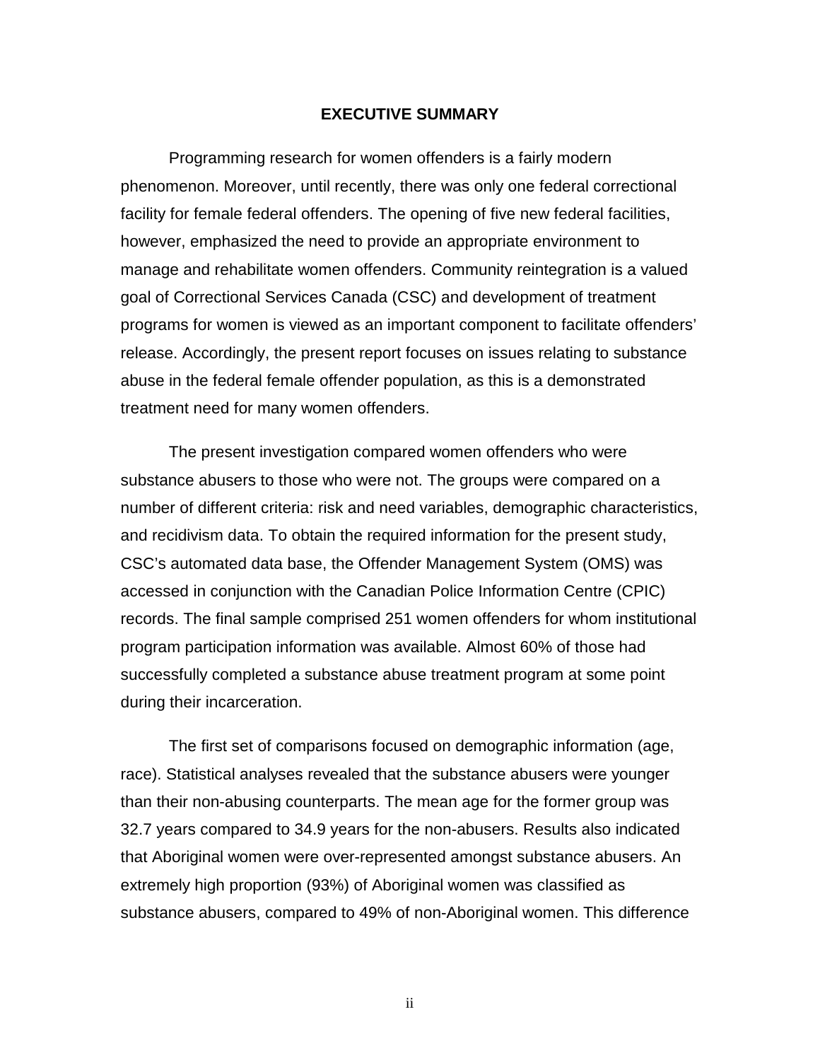## EXECUTIVE SUMMARY

Programming research for women offenders is a fairly modern phenomenon. Moreover, until recently, there was only one federal correctional facility for female federal offenders. The opening of five new federal facilities, however, emphasized the need to provide an appropriate environment to manage and rehabilitate women offenders. Community reintegration is a valued goal of Correctional Services Canada (CSC) and development of treatment programs for women is viewed as an important component to facilitate offenders' release. Accordingly, the present report focuses on issues relating to substance abuse in the federal female offender population, as this is a demonstrated treatment need for many women offenders.

The present investigation compared women offenders who were substance abusers to those who were not. The groups were compared on a number of different criteria: risk and need variables, demographic characteristics, and recidivism data. To obtain the required information for the present study, CSC's automated data base, the Offender Management System (OMS) was accessed in conjunction with the Canadian Police Information Centre (CPIC) records. The final sample comprised 251 women offenders for whom institutional program participation information was available. Almost 60% of those had successfully completed a substance abuse treatment program at some point during their incarceration.

The first set of comparisons focused on demographic information (age, race). Statistical analyses revealed that the substance abusers were younger than their non-abusing counterparts. The mean age for the former group was 32.7 years compared to 34.9 years for the non-abusers. Results also indicated that Aboriginal women were over-represented amongst substance abusers. An extremely high proportion (93%) of Aboriginal women was classified as substance abusers, compared to 49% of non-Aboriginal women. This difference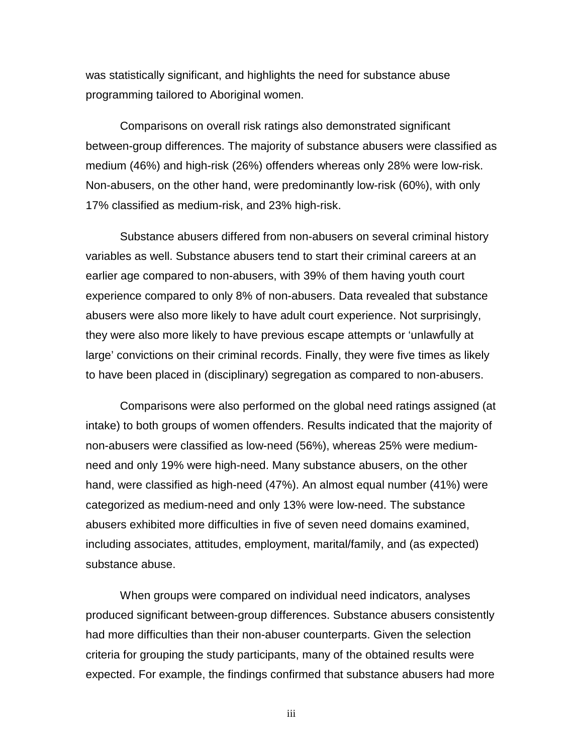was statistically significant, and highlights the need for substance abuse programming tailored to Aboriginal women.

Comparisons on overall risk ratings also demonstrated significant between-group differences. The majority of substance abusers were classified as medium (46%) and high-risk (26%) offenders whereas only 28% were low-risk. Non-abusers, on the other hand, were predominantly low-risk (60%), with only 17% classified as medium-risk, and 23% high-risk.

Substance abusers differed from non-abusers on several criminal history variables as well. Substance abusers tend to start their criminal careers at an earlier age compared to non-abusers, with 39% of them having youth court experience compared to only 8% of non-abusers. Data revealed that substance abusers were also more likely to have adult court experience. Not surprisingly, they were also more likely to have previous escape attempts or 'unlawfully at large' convictions on their criminal records. Finally, they were five times as likely to have been placed in (disciplinary) segregation as compared to non-abusers.

Comparisons were also performed on the global need ratings assigned (at intake) to both groups of women offenders. Results indicated that the majority of non-abusers were classified as low-need (56%), whereas 25% were medium-need and only 19% were high-need. Many substance abusers, on the other hand, were classified as high-need (47%). An almost equal number (41%) were categorized as medium-need and only 13% were low-need. The substance abusers exhibited more difficulties in five of seven need domains examined, including associates, attitudes, employment, marital/family, and (as expected) substance abuse.

When groups were compared on individual need indicators, analyses produced significant between-group differences. Substance abusers consistently had more difficulties than their non-abuser counterparts. Given the selection criteria for grouping the study participants, many of the obtained results were expected. For example, the findings confirmed that substance abusers had more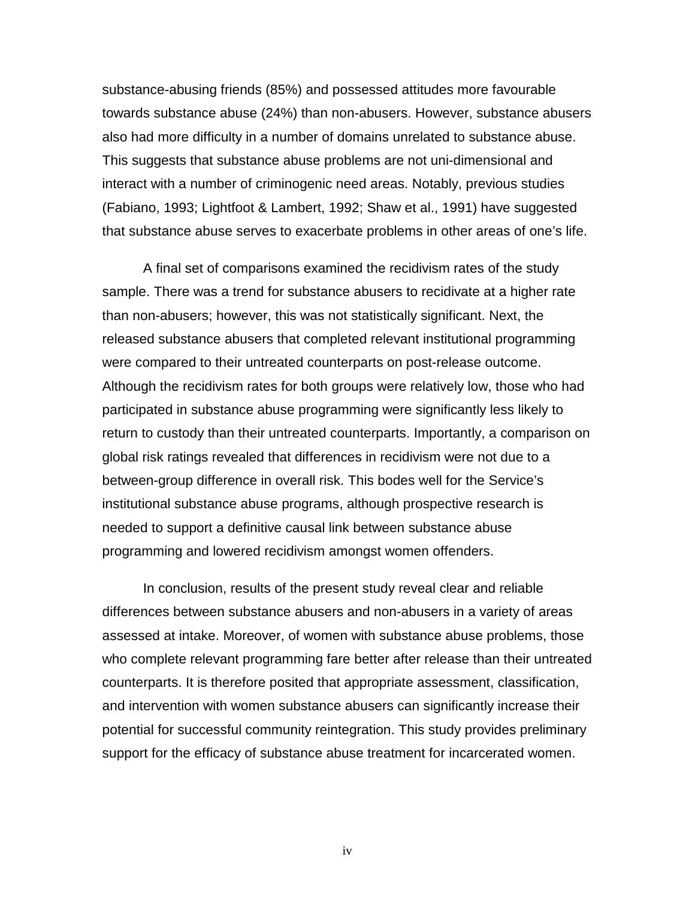substance-abusing friends (85%) and possessed attitudes more favourable towards substance abuse (24%) than non-abusers. However, substance abusers also had more difficulty in a number of domains unrelated to substance abuse. This suggests that substance abuse problems are not uni-dimensional and interact with a number of criminogenic need areas. Notably, previous studies (Fabiano, 1993; Lightfoot & Lambert, 1992; Shaw et al., 1991) have suggested that substance abuse serves to exacerbate problems in other areas of one's life.

A final set of comparisons examined the recidivism rates of the study sample. There was a trend for substance abusers to recidivate at a higher rate than non-abusers; however, this was not statistically significant. Next, the released substance abusers that completed relevant institutional programming were compared to their untreated counterparts on post-release outcome. Although the recidivism rates for both groups were relatively low, those who had participated in substance abuse programming were significantly less likely to return to custody than their untreated counterparts. Importantly, a comparison on global risk ratings revealed that differences in recidivism were not due to a between-group difference in overall risk. This bodes well for the Service's institutional substance abuse programs, although prospective research is needed to support a definitive causal link between substance abuse programming and lowered recidivism amongst women offenders.

In conclusion, results of the present study reveal clear and reliable differences between substance abusers and non-abusers in a variety of areas assessed at intake. Moreover, of women with substance abuse problems, those who complete relevant programming fare better after release than their untreated counterparts. It is therefore posited that appropriate assessment, classification, and intervention with women substance abusers can significantly increase their potential for successful community reintegration. This study provides preliminary support for the efficacy of substance abuse treatment for incarcerated women.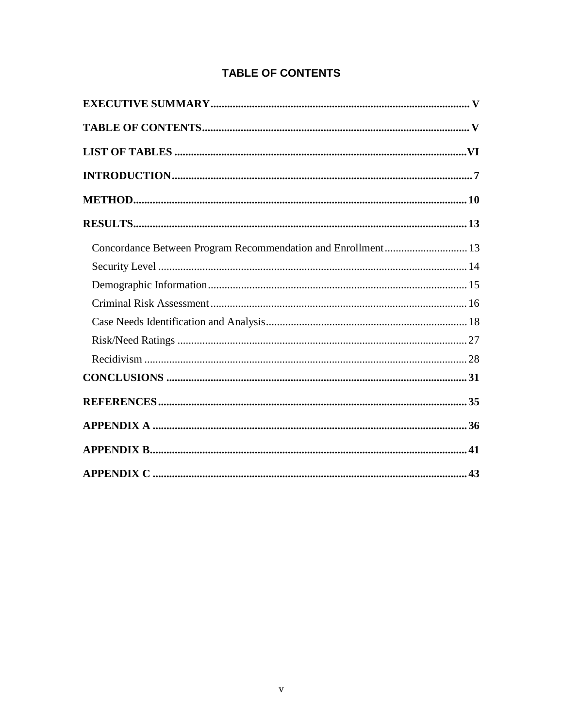# TABLE OF CONTENTS

**EXECUTIVE SUMMARY** .......... V

**TABLE OF CONTENTS** .......... V

**LIST OF TABLES** .......... VI

**INTRODUCTION** .......... 7

**METHOD** .......... 10

**RESULTS** .......... 13

- Concordance Between Program Recommendation and Enrollment .......... 13
- Security Level .......... 14
- Demographic Information .......... 15
- Criminal Risk Assessment .......... 16
- Case Needs Identification and Analysis .......... 18
- Risk/Need Ratings .......... 27
- Recidivism .......... 28

**CONCLUSIONS** .......... 31

**REFERENCES** .......... 35

**APPENDIX A** .......... 36

**APPENDIX B** .......... 41

**APPENDIX C** .......... 43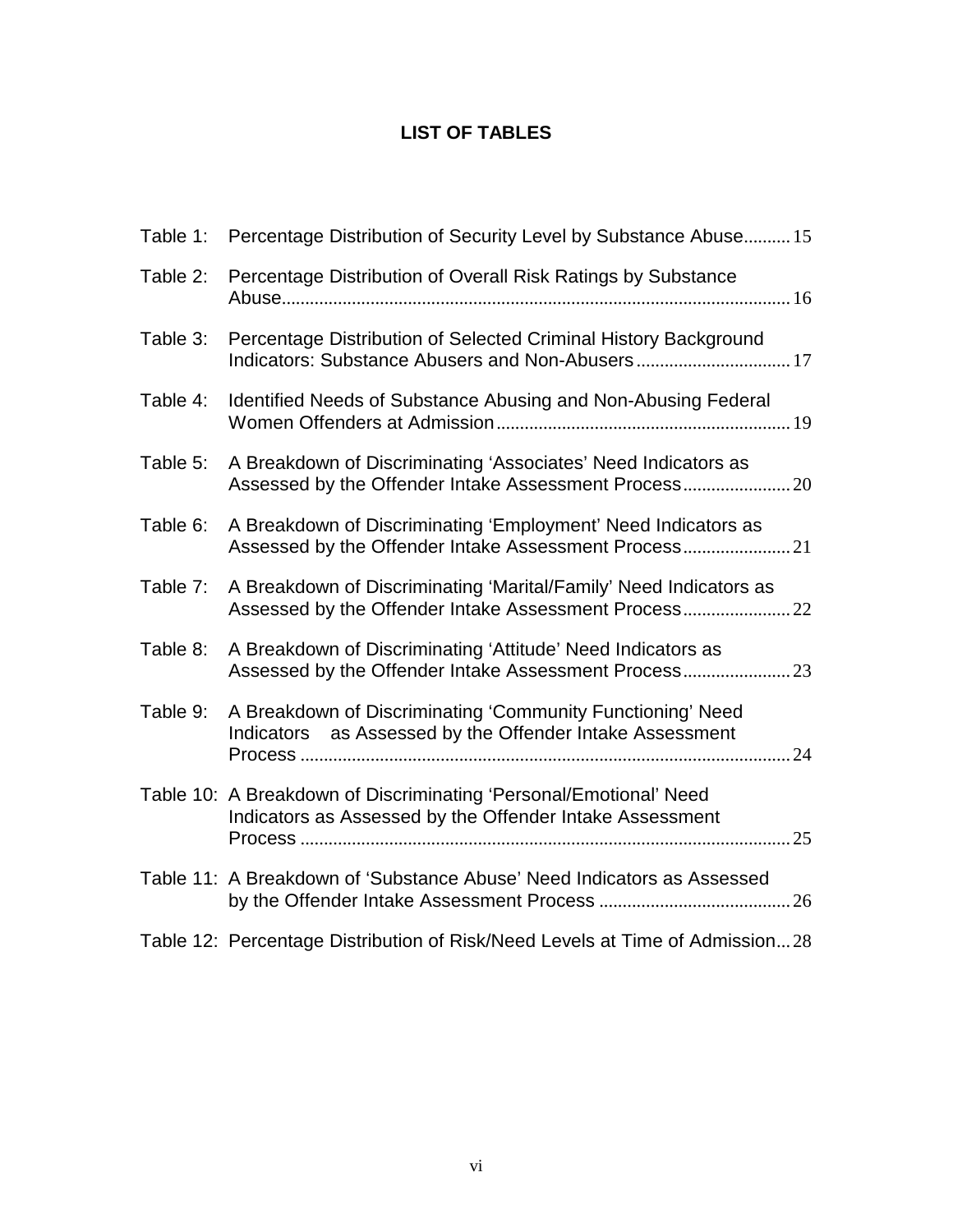## LIST OF TABLES

| | | |
|---|---|---|
| Table 1: | Percentage Distribution of Security Level by Substance Abuse | 15 |
| Table 2: | Percentage Distribution of Overall Risk Ratings by Substance Abuse | 16 |
| Table 3: | Percentage Distribution of Selected Criminal History Background Indicators: Substance Abusers and Non-Abusers | 17 |
| Table 4: | Identified Needs of Substance Abusing and Non-Abusing Federal Women Offenders at Admission | 19 |
| Table 5: | A Breakdown of Discriminating 'Associates' Need Indicators as Assessed by the Offender Intake Assessment Process | 20 |
| Table 6: | A Breakdown of Discriminating 'Employment' Need Indicators as Assessed by the Offender Intake Assessment Process | 21 |
| Table 7: | A Breakdown of Discriminating 'Marital/Family' Need Indicators as Assessed by the Offender Intake Assessment Process | 22 |
| Table 8: | A Breakdown of Discriminating 'Attitude' Need Indicators as Assessed by the Offender Intake Assessment Process | 23 |
| Table 9: | A Breakdown of Discriminating 'Community Functioning' Need Indicators as Assessed by the Offender Intake Assessment Process | 24 |
| Table 10: | A Breakdown of Discriminating 'Personal/Emotional' Need Indicators as Assessed by the Offender Intake Assessment Process | 25 |
| Table 11: | A Breakdown of 'Substance Abuse' Need Indicators as Assessed by the Offender Intake Assessment Process | 26 |
| Table 12: | Percentage Distribution of Risk/Need Levels at Time of Admission | 28 |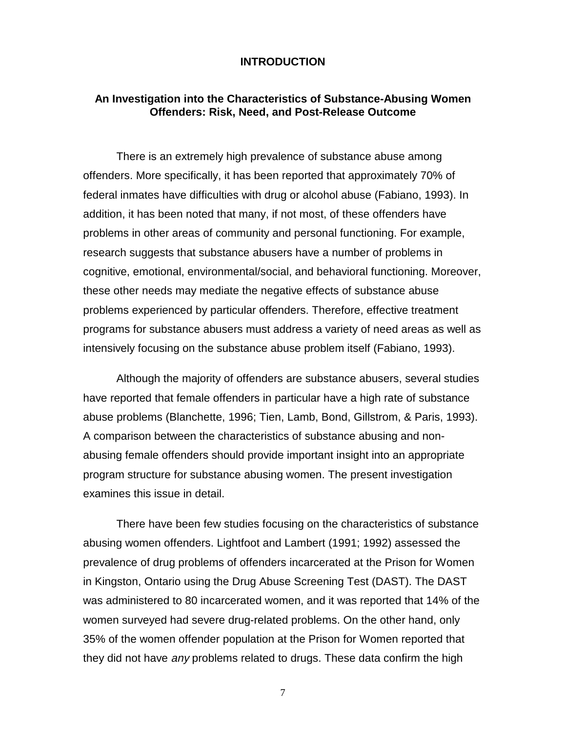# INTRODUCTION

## An Investigation into the Characteristics of Substance-Abusing Women Offenders: Risk, Need, and Post-Release Outcome

There is an extremely high prevalence of substance abuse among offenders. More specifically, it has been reported that approximately 70% of federal inmates have difficulties with drug or alcohol abuse (Fabiano, 1993). In addition, it has been noted that many, if not most, of these offenders have problems in other areas of community and personal functioning. For example, research suggests that substance abusers have a number of problems in cognitive, emotional, environmental/social, and behavioral functioning. Moreover, these other needs may mediate the negative effects of substance abuse problems experienced by particular offenders. Therefore, effective treatment programs for substance abusers must address a variety of need areas as well as intensively focusing on the substance abuse problem itself (Fabiano, 1993).

Although the majority of offenders are substance abusers, several studies have reported that female offenders in particular have a high rate of substance abuse problems (Blanchette, 1996; Tien, Lamb, Bond, Gillstrom, & Paris, 1993). A comparison between the characteristics of substance abusing and non-abusing female offenders should provide important insight into an appropriate program structure for substance abusing women. The present investigation examines this issue in detail.

There have been few studies focusing on the characteristics of substance abusing women offenders. Lightfoot and Lambert (1991; 1992) assessed the prevalence of drug problems of offenders incarcerated at the Prison for Women in Kingston, Ontario using the Drug Abuse Screening Test (DAST). The DAST was administered to 80 incarcerated women, and it was reported that 14% of the women surveyed had severe drug-related problems. On the other hand, only 35% of the women offender population at the Prison for Women reported that they did not have *any* problems related to drugs. These data confirm the high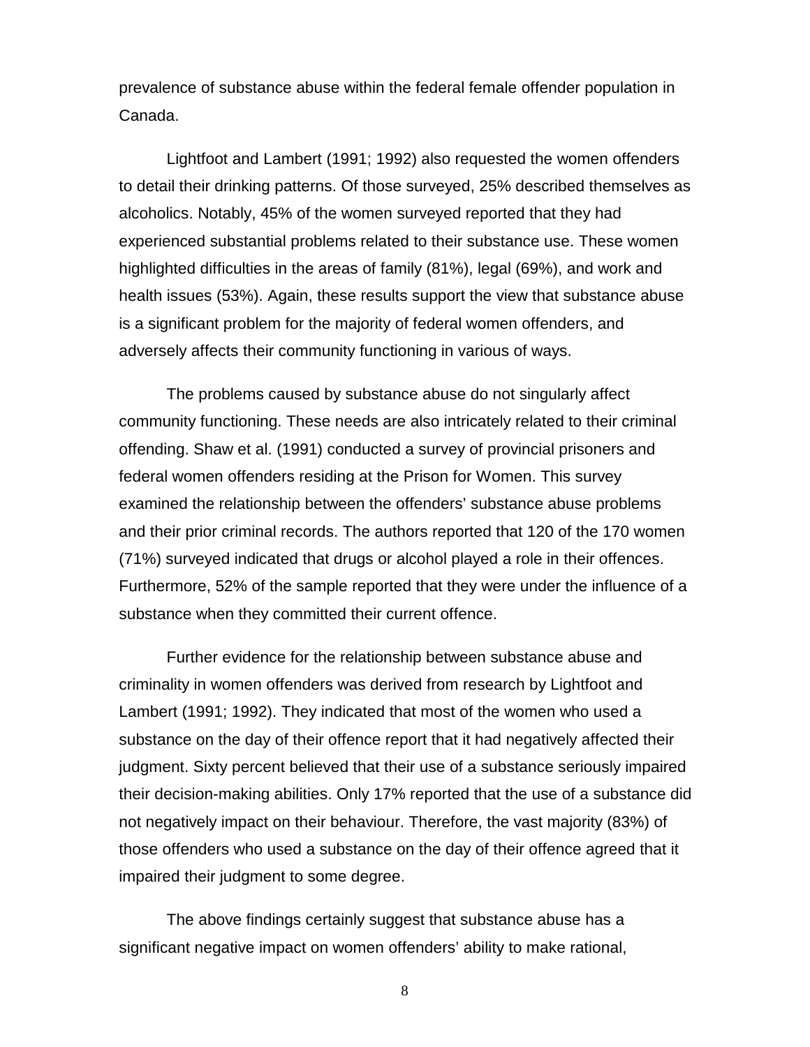prevalence of substance abuse within the federal female offender population in Canada.

Lightfoot and Lambert (1991; 1992) also requested the women offenders to detail their drinking patterns. Of those surveyed, 25% described themselves as alcoholics. Notably, 45% of the women surveyed reported that they had experienced substantial problems related to their substance use. These women highlighted difficulties in the areas of family (81%), legal (69%), and work and health issues (53%). Again, these results support the view that substance abuse is a significant problem for the majority of federal women offenders, and adversely affects their community functioning in various of ways.

The problems caused by substance abuse do not singularly affect community functioning. These needs are also intricately related to their criminal offending. Shaw et al. (1991) conducted a survey of provincial prisoners and federal women offenders residing at the Prison for Women. This survey examined the relationship between the offenders' substance abuse problems and their prior criminal records. The authors reported that 120 of the 170 women (71%) surveyed indicated that drugs or alcohol played a role in their offences. Furthermore, 52% of the sample reported that they were under the influence of a substance when they committed their current offence.

Further evidence for the relationship between substance abuse and criminality in women offenders was derived from research by Lightfoot and Lambert (1991; 1992). They indicated that most of the women who used a substance on the day of their offence report that it had negatively affected their judgment. Sixty percent believed that their use of a substance seriously impaired their decision-making abilities. Only 17% reported that the use of a substance did not negatively impact on their behaviour. Therefore, the vast majority (83%) of those offenders who used a substance on the day of their offence agreed that it impaired their judgment to some degree.

The above findings certainly suggest that substance abuse has a significant negative impact on women offenders' ability to make rational,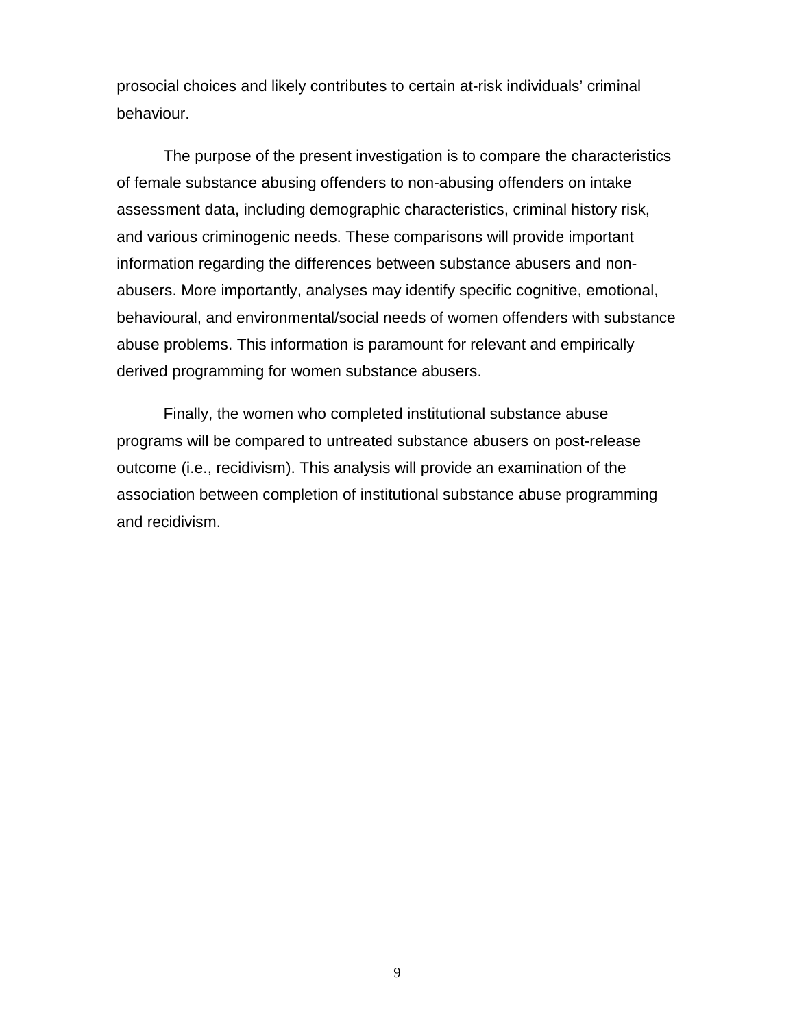prosocial choices and likely contributes to certain at-risk individuals' criminal behaviour.

The purpose of the present investigation is to compare the characteristics of female substance abusing offenders to non-abusing offenders on intake assessment data, including demographic characteristics, criminal history risk, and various criminogenic needs. These comparisons will provide important information regarding the differences between substance abusers and non-abusers. More importantly, analyses may identify specific cognitive, emotional, behavioural, and environmental/social needs of women offenders with substance abuse problems. This information is paramount for relevant and empirically derived programming for women substance abusers.

Finally, the women who completed institutional substance abuse programs will be compared to untreated substance abusers on post-release outcome (i.e., recidivism). This analysis will provide an examination of the association between completion of institutional substance abuse programming and recidivism.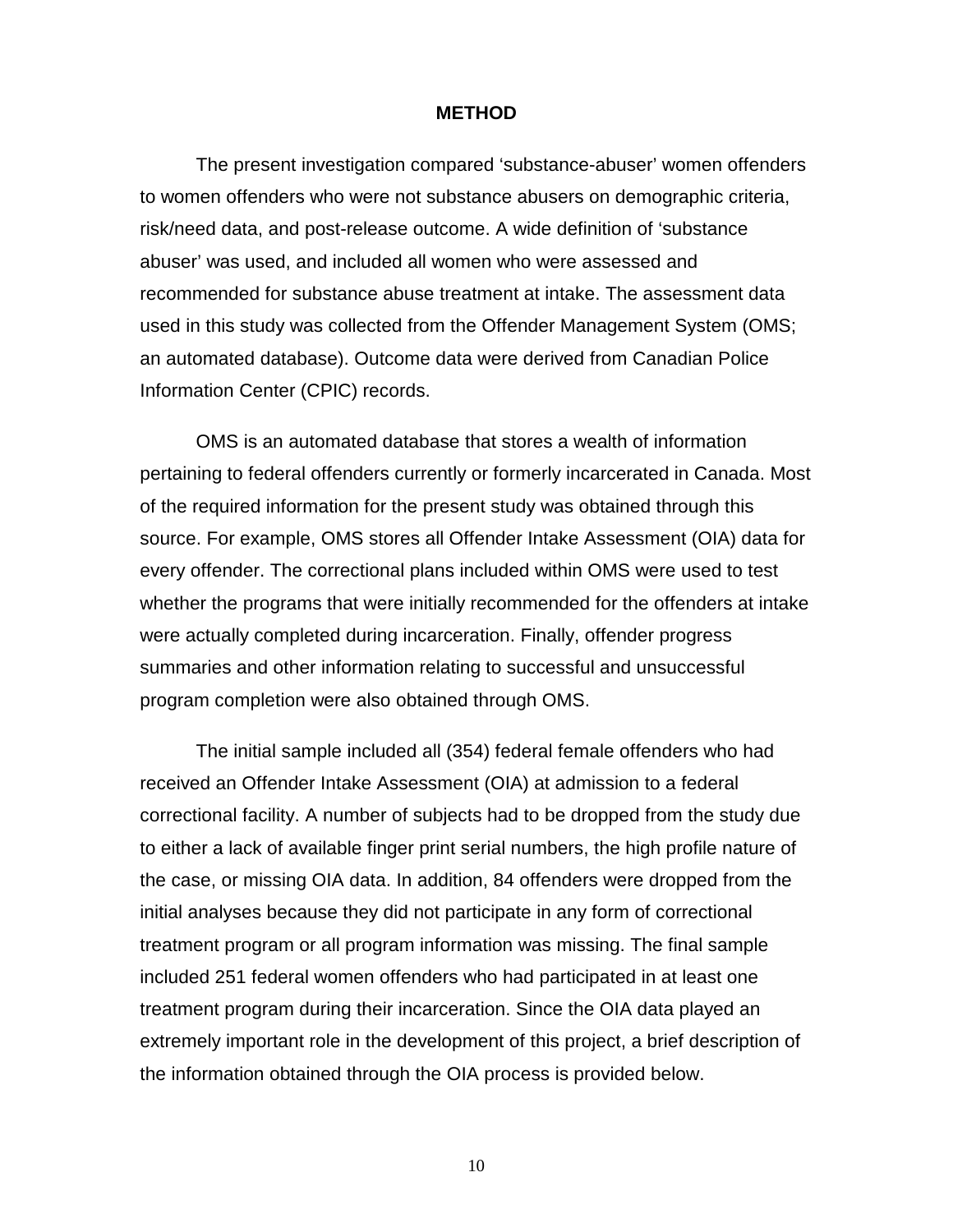## METHOD

The present investigation compared ‘substance-abuser’ women offenders to women offenders who were not substance abusers on demographic criteria, risk/need data, and post-release outcome. A wide definition of ‘substance abuser’ was used, and included all women who were assessed and recommended for substance abuse treatment at intake. The assessment data used in this study was collected from the Offender Management System (OMS; an automated database). Outcome data were derived from Canadian Police Information Center (CPIC) records.

OMS is an automated database that stores a wealth of information pertaining to federal offenders currently or formerly incarcerated in Canada. Most of the required information for the present study was obtained through this source. For example, OMS stores all Offender Intake Assessment (OIA) data for every offender. The correctional plans included within OMS were used to test whether the programs that were initially recommended for the offenders at intake were actually completed during incarceration. Finally, offender progress summaries and other information relating to successful and unsuccessful program completion were also obtained through OMS.

The initial sample included all (354) federal female offenders who had received an Offender Intake Assessment (OIA) at admission to a federal correctional facility. A number of subjects had to be dropped from the study due to either a lack of available finger print serial numbers, the high profile nature of the case, or missing OIA data. In addition, 84 offenders were dropped from the initial analyses because they did not participate in any form of correctional treatment program or all program information was missing. The final sample included 251 federal women offenders who had participated in at least one treatment program during their incarceration. Since the OIA data played an extremely important role in the development of this project, a brief description of the information obtained through the OIA process is provided below.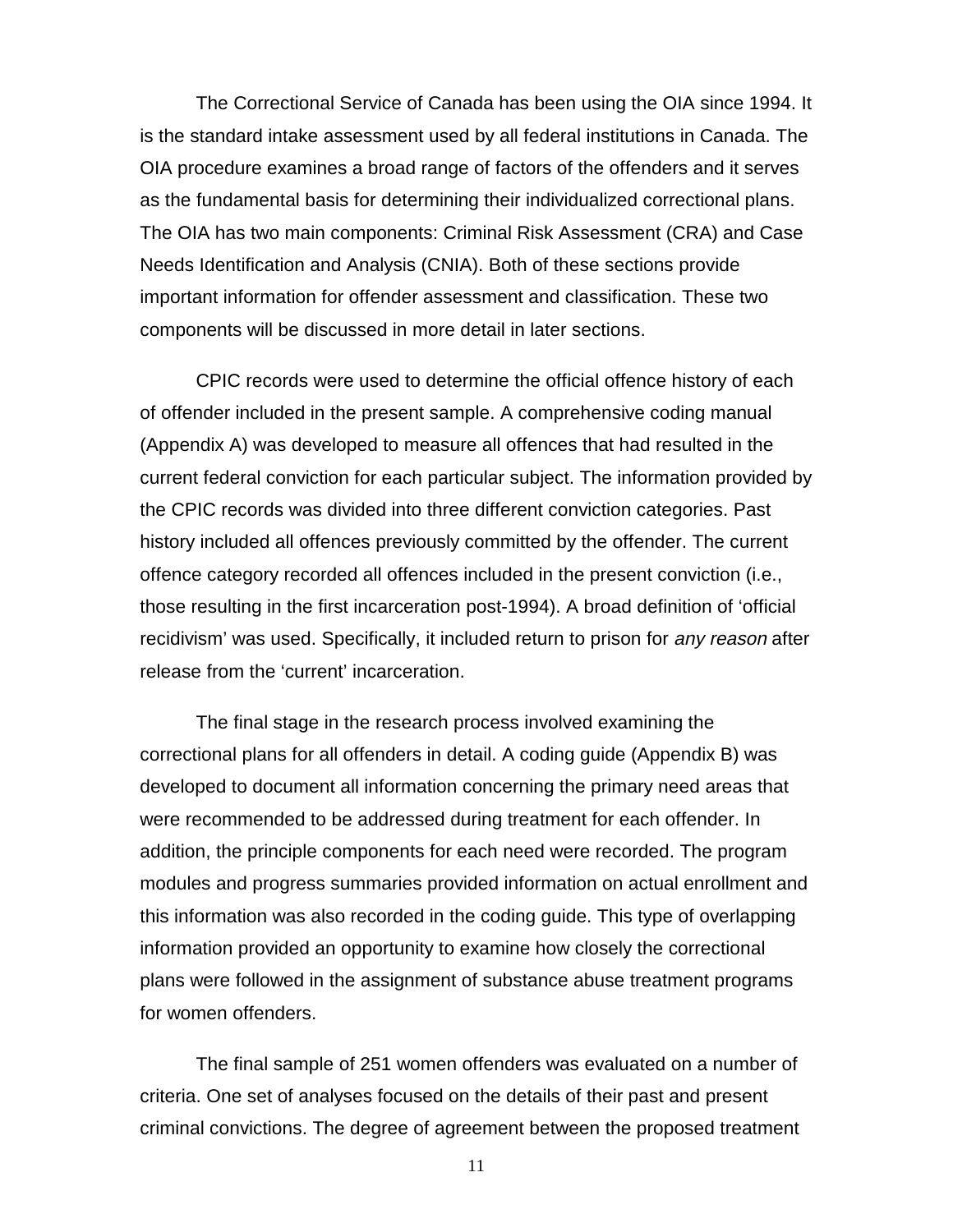The Correctional Service of Canada has been using the OIA since 1994. It is the standard intake assessment used by all federal institutions in Canada. The OIA procedure examines a broad range of factors of the offenders and it serves as the fundamental basis for determining their individualized correctional plans. The OIA has two main components: Criminal Risk Assessment (CRA) and Case Needs Identification and Analysis (CNIA). Both of these sections provide important information for offender assessment and classification. These two components will be discussed in more detail in later sections.

CPIC records were used to determine the official offence history of each of offender included in the present sample. A comprehensive coding manual (Appendix A) was developed to measure all offences that had resulted in the current federal conviction for each particular subject. The information provided by the CPIC records was divided into three different conviction categories. Past history included all offences previously committed by the offender. The current offence category recorded all offences included in the present conviction (i.e., those resulting in the first incarceration post-1994). A broad definition of 'official recidivism' was used. Specifically, it included return to prison for *any reason* after release from the 'current' incarceration.

The final stage in the research process involved examining the correctional plans for all offenders in detail. A coding guide (Appendix B) was developed to document all information concerning the primary need areas that were recommended to be addressed during treatment for each offender. In addition, the principle components for each need were recorded. The program modules and progress summaries provided information on actual enrollment and this information was also recorded in the coding guide. This type of overlapping information provided an opportunity to examine how closely the correctional plans were followed in the assignment of substance abuse treatment programs for women offenders.

The final sample of 251 women offenders was evaluated on a number of criteria. One set of analyses focused on the details of their past and present criminal convictions. The degree of agreement between the proposed treatment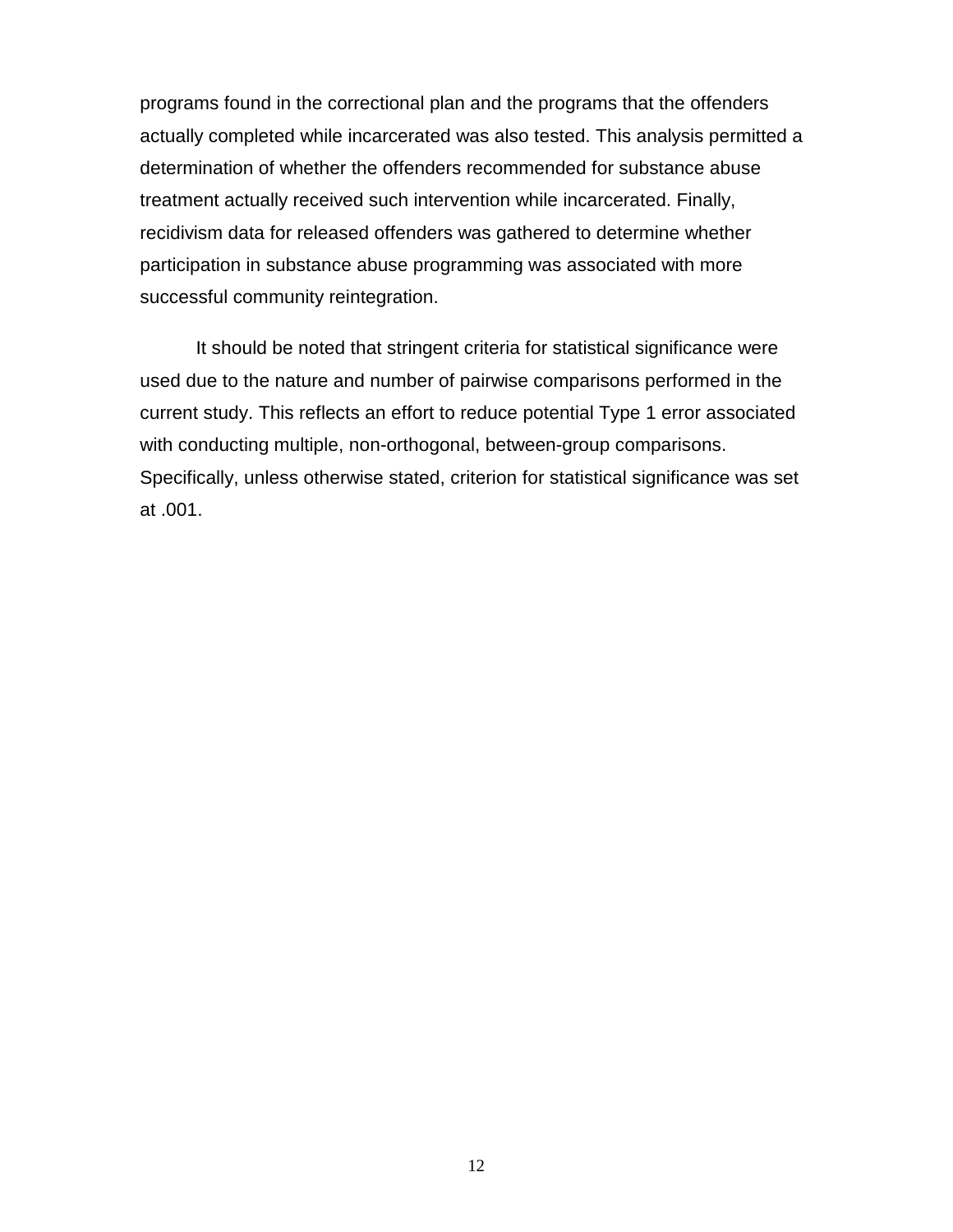programs found in the correctional plan and the programs that the offenders actually completed while incarcerated was also tested. This analysis permitted a determination of whether the offenders recommended for substance abuse treatment actually received such intervention while incarcerated. Finally, recidivism data for released offenders was gathered to determine whether participation in substance abuse programming was associated with more successful community reintegration.

It should be noted that stringent criteria for statistical significance were used due to the nature and number of pairwise comparisons performed in the current study. This reflects an effort to reduce potential Type 1 error associated with conducting multiple, non-orthogonal, between-group comparisons. Specifically, unless otherwise stated, criterion for statistical significance was set at .001.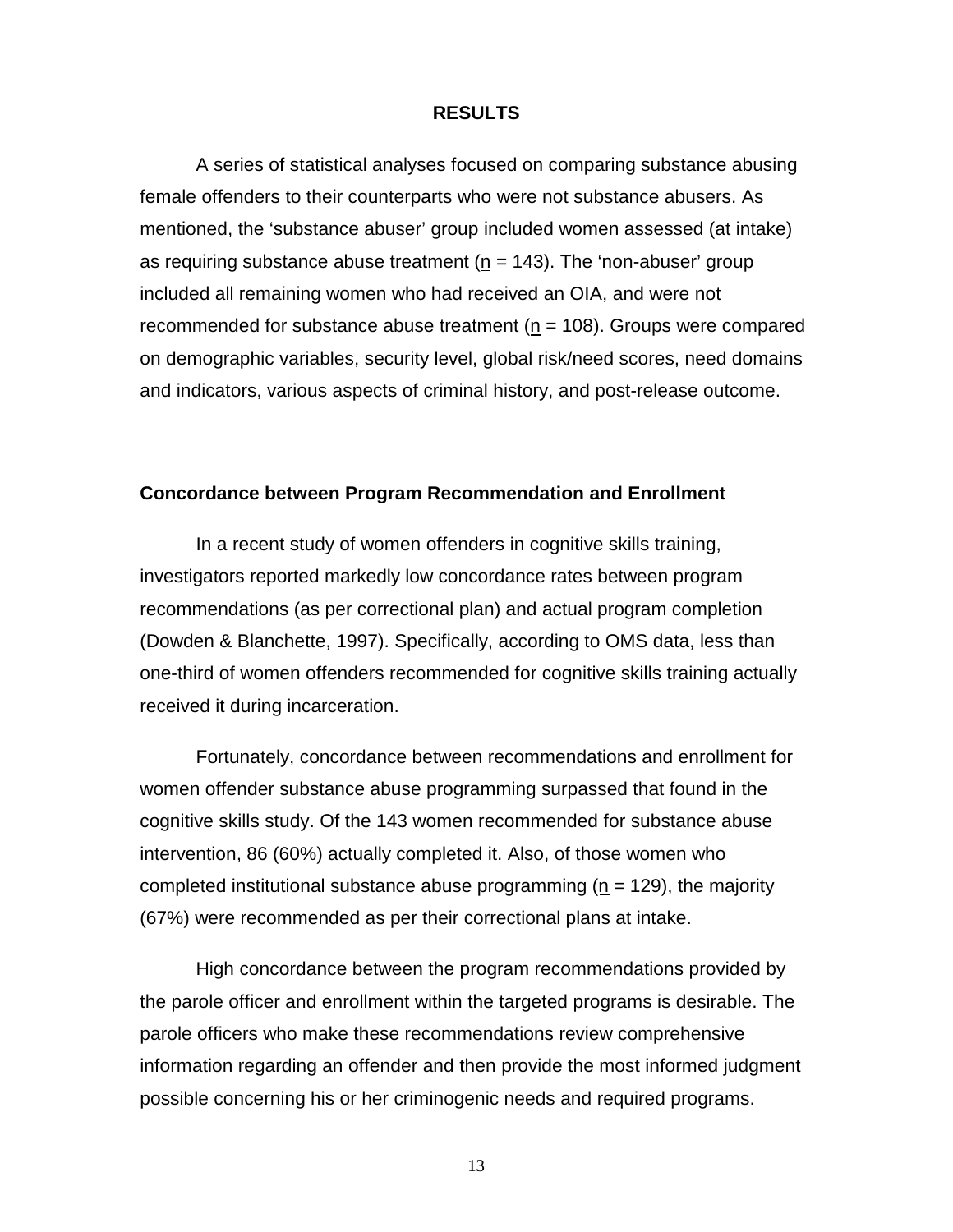# RESULTS

A series of statistical analyses focused on comparing substance abusing female offenders to their counterparts who were not substance abusers. As mentioned, the 'substance abuser' group included women assessed (at intake) as requiring substance abuse treatment ($n$ = 143). The 'non-abuser' group included all remaining women who had received an OIA, and were not recommended for substance abuse treatment ($n$ = 108). Groups were compared on demographic variables, security level, global risk/need scores, need domains and indicators, various aspects of criminal history, and post-release outcome.

## Concordance between Program Recommendation and Enrollment

In a recent study of women offenders in cognitive skills training, investigators reported markedly low concordance rates between program recommendations (as per correctional plan) and actual program completion (Dowden & Blanchette, 1997). Specifically, according to OMS data, less than one-third of women offenders recommended for cognitive skills training actually received it during incarceration.

Fortunately, concordance between recommendations and enrollment for women offender substance abuse programming surpassed that found in the cognitive skills study. Of the 143 women recommended for substance abuse intervention, 86 (60%) actually completed it. Also, of those women who completed institutional substance abuse programming ($n$ = 129), the majority (67%) were recommended as per their correctional plans at intake.

High concordance between the program recommendations provided by the parole officer and enrollment within the targeted programs is desirable. The parole officers who make these recommendations review comprehensive information regarding an offender and then provide the most informed judgment possible concerning his or her criminogenic needs and required programs.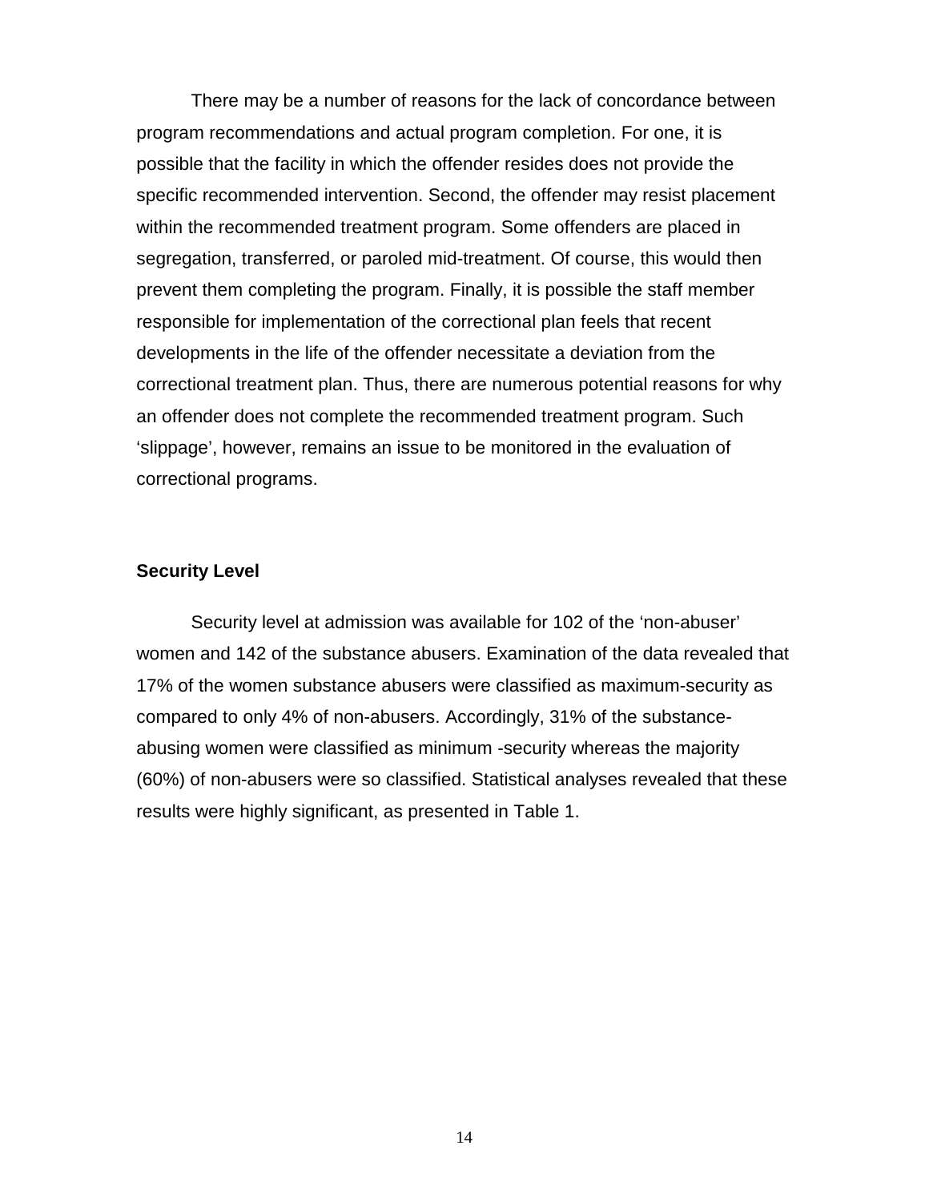There may be a number of reasons for the lack of concordance between program recommendations and actual program completion. For one, it is possible that the facility in which the offender resides does not provide the specific recommended intervention. Second, the offender may resist placement within the recommended treatment program. Some offenders are placed in segregation, transferred, or paroled mid-treatment. Of course, this would then prevent them completing the program. Finally, it is possible the staff member responsible for implementation of the correctional plan feels that recent developments in the life of the offender necessitate a deviation from the correctional treatment plan. Thus, there are numerous potential reasons for why an offender does not complete the recommended treatment program. Such 'slippage', however, remains an issue to be monitored in the evaluation of correctional programs.

### Security Level

Security level at admission was available for 102 of the 'non-abuser' women and 142 of the substance abusers. Examination of the data revealed that 17% of the women substance abusers were classified as maximum-security as compared to only 4% of non-abusers. Accordingly, 31% of the substance-abusing women were classified as minimum -security whereas the majority (60%) of non-abusers were so classified. Statistical analyses revealed that these results were highly significant, as presented in Table 1.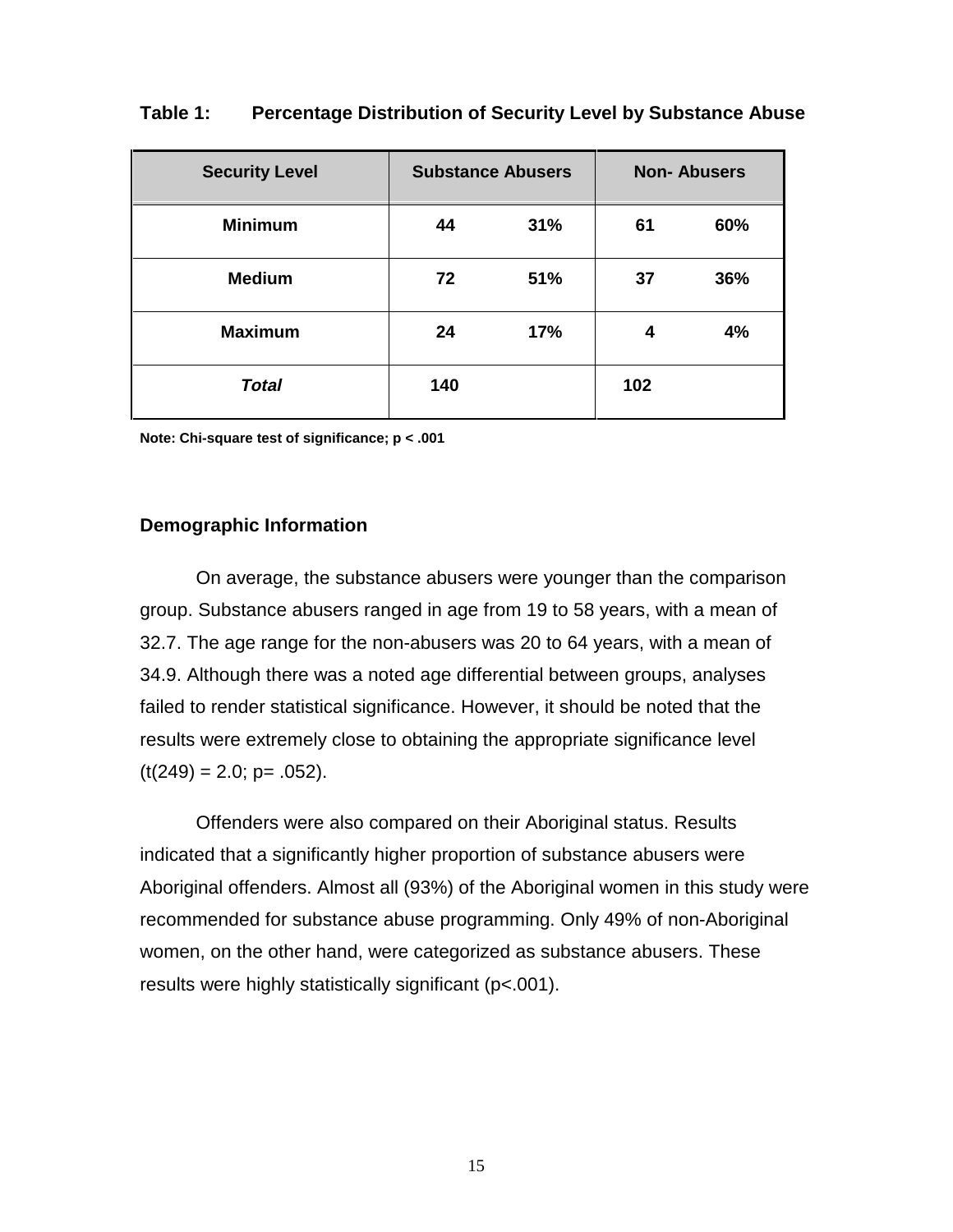**Table 1: Percentage Distribution of Security Level by Substance Abuse**

| Security Level | Substance Abusers | | Non- Abusers | |
|---|---|---|---|---|
| **Minimum** | 44 | 31% | 61 | 60% |
| **Medium** | 72 | 51% | 37 | 36% |
| **Maximum** | 24 | 17% | 4 | 4% |
| ***Total*** | 140 | | 102 | |

**Note: Chi-square test of significance; $p < .001$**

### Demographic Information

On average, the substance abusers were younger than the comparison group. Substance abusers ranged in age from 19 to 58 years, with a mean of 32.7. The age range for the non-abusers was 20 to 64 years, with a mean of 34.9. Although there was a noted age differential between groups, analyses failed to render statistical significance. However, it should be noted that the results were extremely close to obtaining the appropriate significance level ($t(249) = 2.0$; $p = .052$).

Offenders were also compared on their Aboriginal status. Results indicated that a significantly higher proportion of substance abusers were Aboriginal offenders. Almost all (93%) of the Aboriginal women in this study were recommended for substance abuse programming. Only 49% of non-Aboriginal women, on the other hand, were categorized as substance abusers. These results were highly statistically significant ($p<.001$).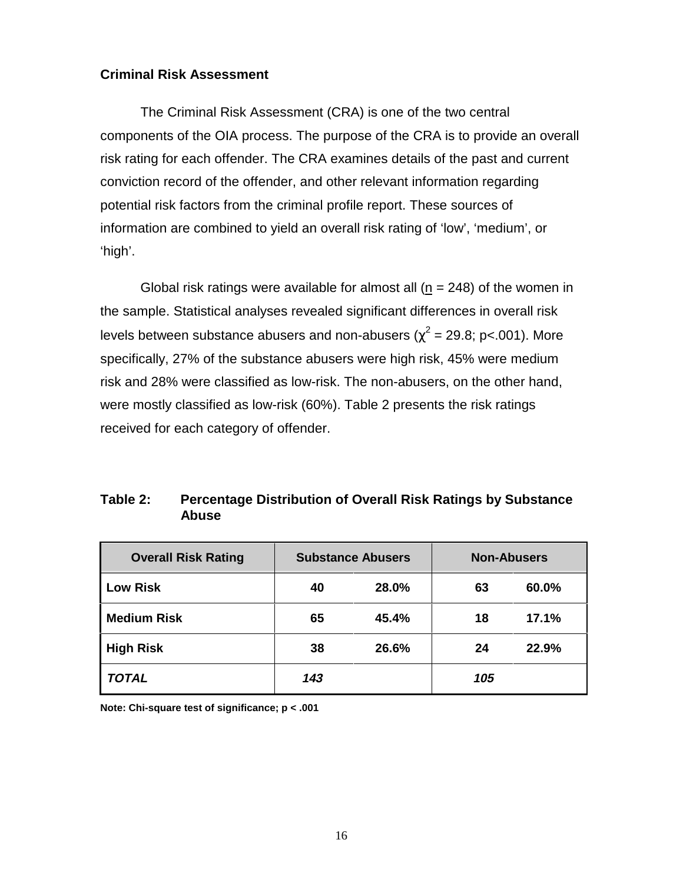### Criminal Risk Assessment

The Criminal Risk Assessment (CRA) is one of the two central components of the OIA process. The purpose of the CRA is to provide an overall risk rating for each offender. The CRA examines details of the past and current conviction record of the offender, and other relevant information regarding potential risk factors from the criminal profile report. These sources of information are combined to yield an overall risk rating of 'low', 'medium', or 'high'.

Global risk ratings were available for almost all (n = 248) of the women in the sample. Statistical analyses revealed significant differences in overall risk levels between substance abusers and non-abusers ($\chi^2$ = 29.8; p<.001). More specifically, 27% of the substance abusers were high risk, 45% were medium risk and 28% were classified as low-risk. The non-abusers, on the other hand, were mostly classified as low-risk (60%). Table 2 presents the risk ratings received for each category of offender.

**Table 2: Percentage Distribution of Overall Risk Ratings by Substance Abuse**

| Overall Risk Rating | Substance Abusers | | Non-Abusers | |
|---|---|---|---|---|
| **Low Risk** | 40 | 28.0% | 63 | 60.0% |
| **Medium Risk** | 65 | 45.4% | 18 | 17.1% |
| **High Risk** | 38 | 26.6% | 24 | 22.9% |
| ***TOTAL*** | ***143*** | | ***105*** | |

**Note: Chi-square test of significance; p < .001**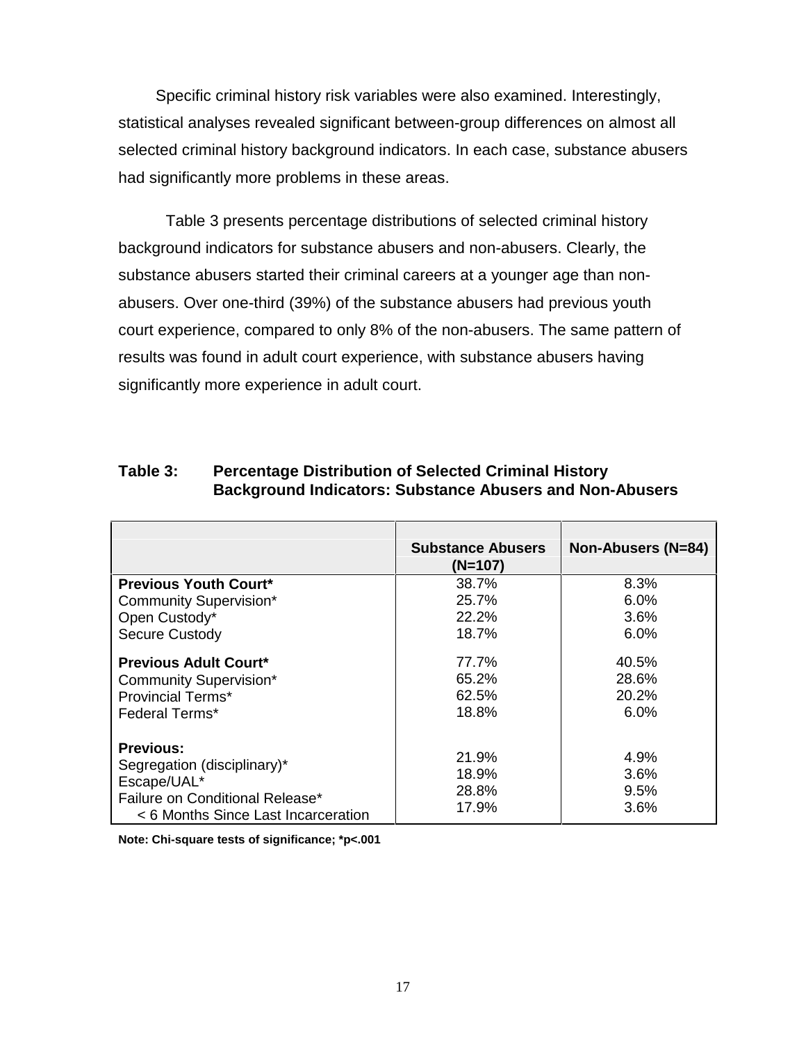Specific criminal history risk variables were also examined. Interestingly, statistical analyses revealed significant between-group differences on almost all selected criminal history background indicators. In each case, substance abusers had significantly more problems in these areas.

Table 3 presents percentage distributions of selected criminal history background indicators for substance abusers and non-abusers. Clearly, the substance abusers started their criminal careers at a younger age than non-abusers. Over one-third (39%) of the substance abusers had previous youth court experience, compared to only 8% of the non-abusers. The same pattern of results was found in adult court experience, with substance abusers having significantly more experience in adult court.

**Table 3: Percentage Distribution of Selected Criminal History Background Indicators: Substance Abusers and Non-Abusers**

| | Substance Abusers (N=107) | Non-Abusers (N=84) |
|---|---|---|
| **Previous Youth Court*** | 38.7% | 8.3% |
| Community Supervision* | 25.7% | 6.0% |
| Open Custody* | 22.2% | 3.6% |
| Secure Custody | 18.7% | 6.0% |
| **Previous Adult Court*** | 77.7% | 40.5% |
| Community Supervision* | 65.2% | 28.6% |
| Provincial Terms* | 62.5% | 20.2% |
| Federal Terms* | 18.8% | 6.0% |
| **Previous:** | | |
| Segregation (disciplinary)* | 21.9% | 4.9% |
| Escape/UAL* | 18.9% | 3.6% |
| Failure on Conditional Release* | 28.8% | 9.5% |
| < 6 Months Since Last Incarceration | 17.9% | 3.6% |

**Note: Chi-square tests of significance; *p<.001**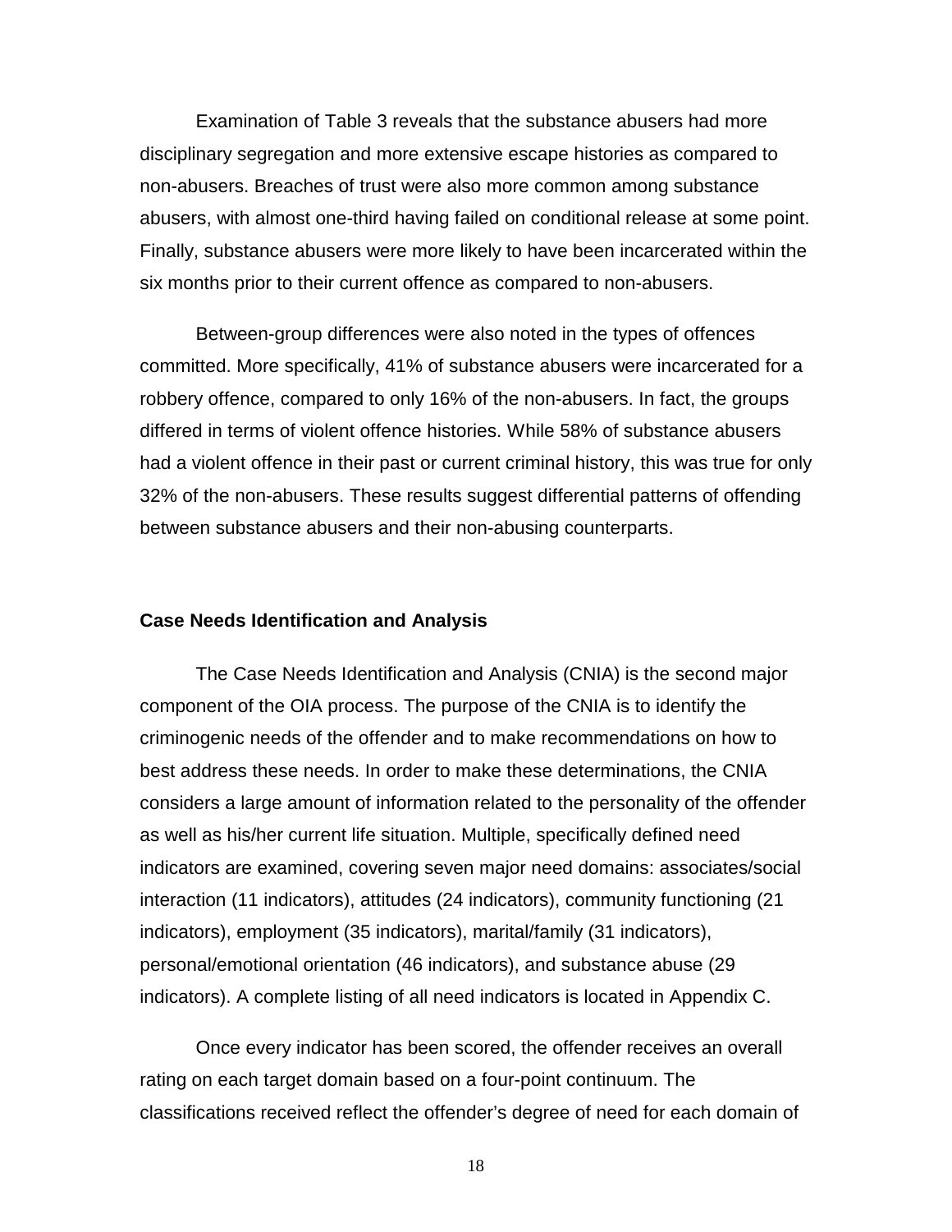Examination of Table 3 reveals that the substance abusers had more disciplinary segregation and more extensive escape histories as compared to non-abusers. Breaches of trust were also more common among substance abusers, with almost one-third having failed on conditional release at some point. Finally, substance abusers were more likely to have been incarcerated within the six months prior to their current offence as compared to non-abusers.

Between-group differences were also noted in the types of offences committed. More specifically, 41% of substance abusers were incarcerated for a robbery offence, compared to only 16% of the non-abusers. In fact, the groups differed in terms of violent offence histories. While 58% of substance abusers had a violent offence in their past or current criminal history, this was true for only 32% of the non-abusers. These results suggest differential patterns of offending between substance abusers and their non-abusing counterparts.

### Case Needs Identification and Analysis

The Case Needs Identification and Analysis (CNIA) is the second major component of the OIA process. The purpose of the CNIA is to identify the criminogenic needs of the offender and to make recommendations on how to best address these needs. In order to make these determinations, the CNIA considers a large amount of information related to the personality of the offender as well as his/her current life situation. Multiple, specifically defined need indicators are examined, covering seven major need domains: associates/social interaction (11 indicators), attitudes (24 indicators), community functioning (21 indicators), employment (35 indicators), marital/family (31 indicators), personal/emotional orientation (46 indicators), and substance abuse (29 indicators). A complete listing of all need indicators is located in Appendix C.

Once every indicator has been scored, the offender receives an overall rating on each target domain based on a four-point continuum. The classifications received reflect the offender's degree of need for each domain of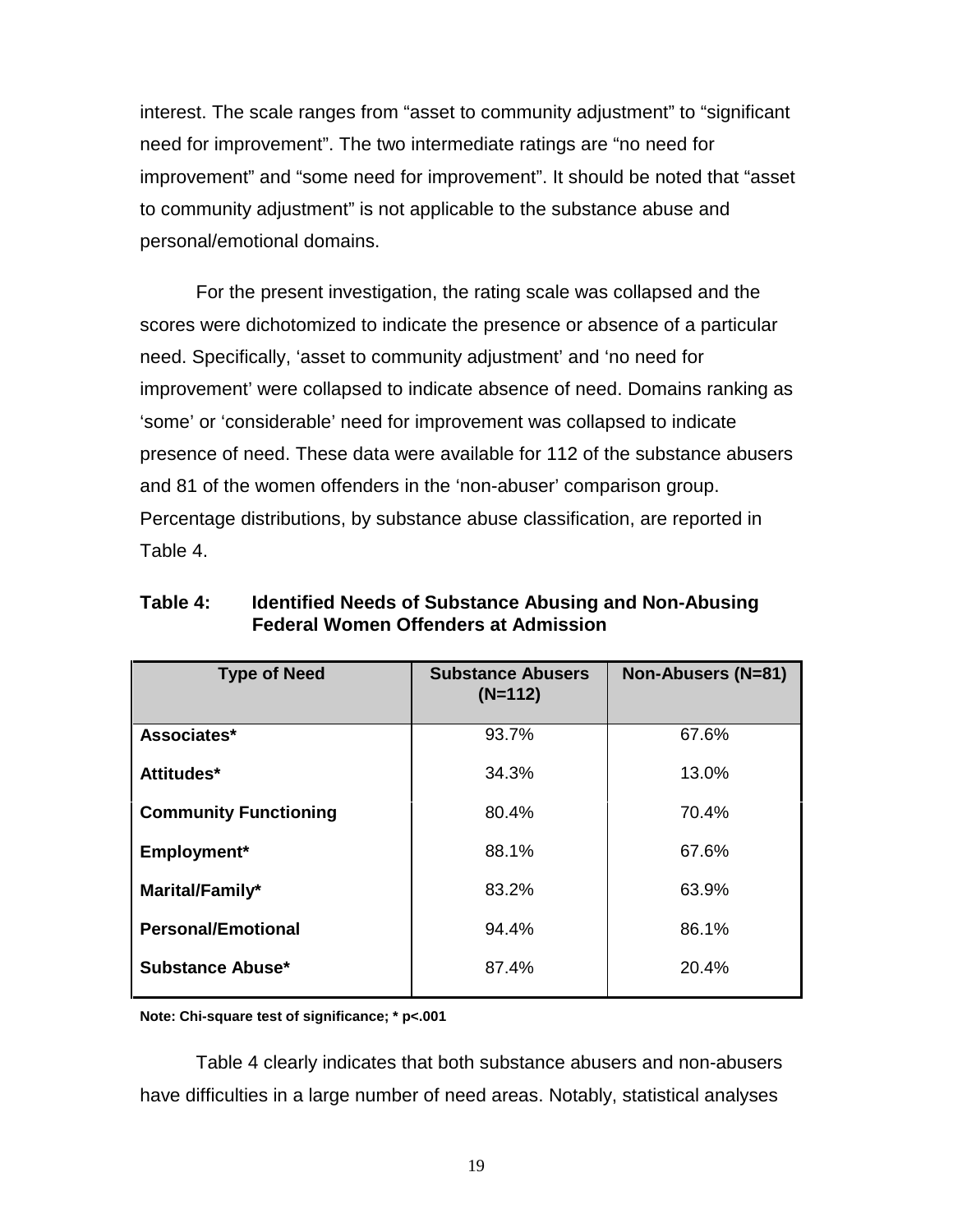interest. The scale ranges from “asset to community adjustment” to “significant need for improvement”. The two intermediate ratings are “no need for improvement” and “some need for improvement”. It should be noted that “asset to community adjustment” is not applicable to the substance abuse and personal/emotional domains.

For the present investigation, the rating scale was collapsed and the scores were dichotomized to indicate the presence or absence of a particular need. Specifically, ‘asset to community adjustment’ and ‘no need for improvement’ were collapsed to indicate absence of need. Domains ranking as ‘some’ or ‘considerable’ need for improvement was collapsed to indicate presence of need. These data were available for 112 of the substance abusers and 81 of the women offenders in the ‘non-abuser’ comparison group. Percentage distributions, by substance abuse classification, are reported in Table 4.

**Table 4: Identified Needs of Substance Abusing and Non-Abusing Federal Women Offenders at Admission**

| Type of Need | Substance Abusers (N=112) | Non-Abusers (N=81) |
|---|---|---|
| **Associates*** | 93.7% | 67.6% |
| **Attitudes*** | 34.3% | 13.0% |
| **Community Functioning** | 80.4% | 70.4% |
| **Employment*** | 88.1% | 67.6% |
| **Marital/Family*** | 83.2% | 63.9% |
| **Personal/Emotional** | 94.4% | 86.1% |
| **Substance Abuse*** | 87.4% | 20.4% |

**Note: Chi-square test of significance; * $p<.001$**

Table 4 clearly indicates that both substance abusers and non-abusers have difficulties in a large number of need areas. Notably, statistical analyses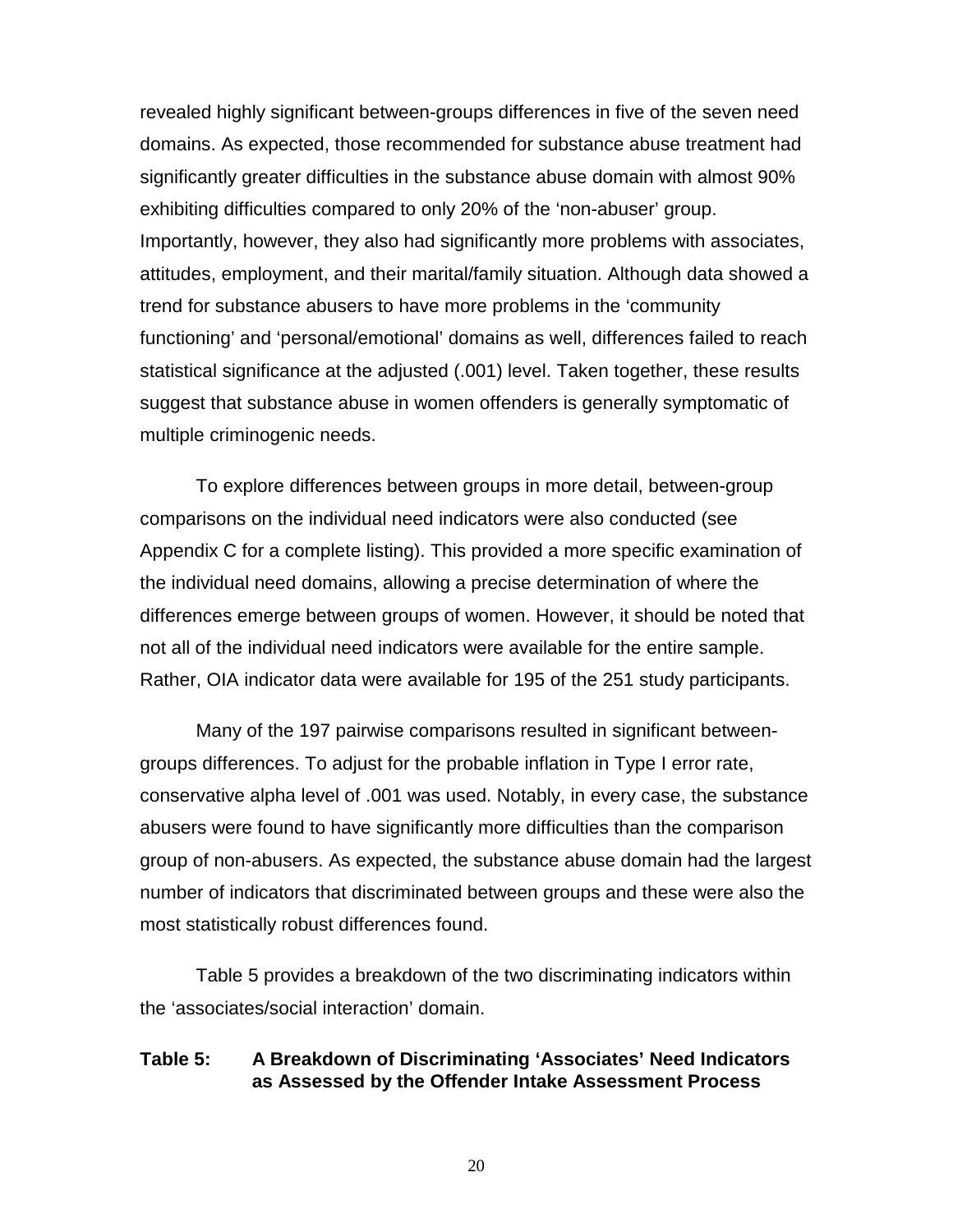revealed highly significant between-groups differences in five of the seven need domains. As expected, those recommended for substance abuse treatment had significantly greater difficulties in the substance abuse domain with almost 90% exhibiting difficulties compared to only 20% of the 'non-abuser' group. Importantly, however, they also had significantly more problems with associates, attitudes, employment, and their marital/family situation. Although data showed a trend for substance abusers to have more problems in the 'community functioning' and 'personal/emotional' domains as well, differences failed to reach statistical significance at the adjusted (.001) level. Taken together, these results suggest that substance abuse in women offenders is generally symptomatic of multiple criminogenic needs.

To explore differences between groups in more detail, between-group comparisons on the individual need indicators were also conducted (see Appendix C for a complete listing). This provided a more specific examination of the individual need domains, allowing a precise determination of where the differences emerge between groups of women. However, it should be noted that not all of the individual need indicators were available for the entire sample. Rather, OIA indicator data were available for 195 of the 251 study participants.

Many of the 197 pairwise comparisons resulted in significant between-groups differences. To adjust for the probable inflation in Type I error rate, conservative alpha level of .001 was used. Notably, in every case, the substance abusers were found to have significantly more difficulties than the comparison group of non-abusers. As expected, the substance abuse domain had the largest number of indicators that discriminated between groups and these were also the most statistically robust differences found.

Table 5 provides a breakdown of the two discriminating indicators within the 'associates/social interaction' domain.

**Table 5: A Breakdown of Discriminating 'Associates' Need Indicators as Assessed by the Offender Intake Assessment Process**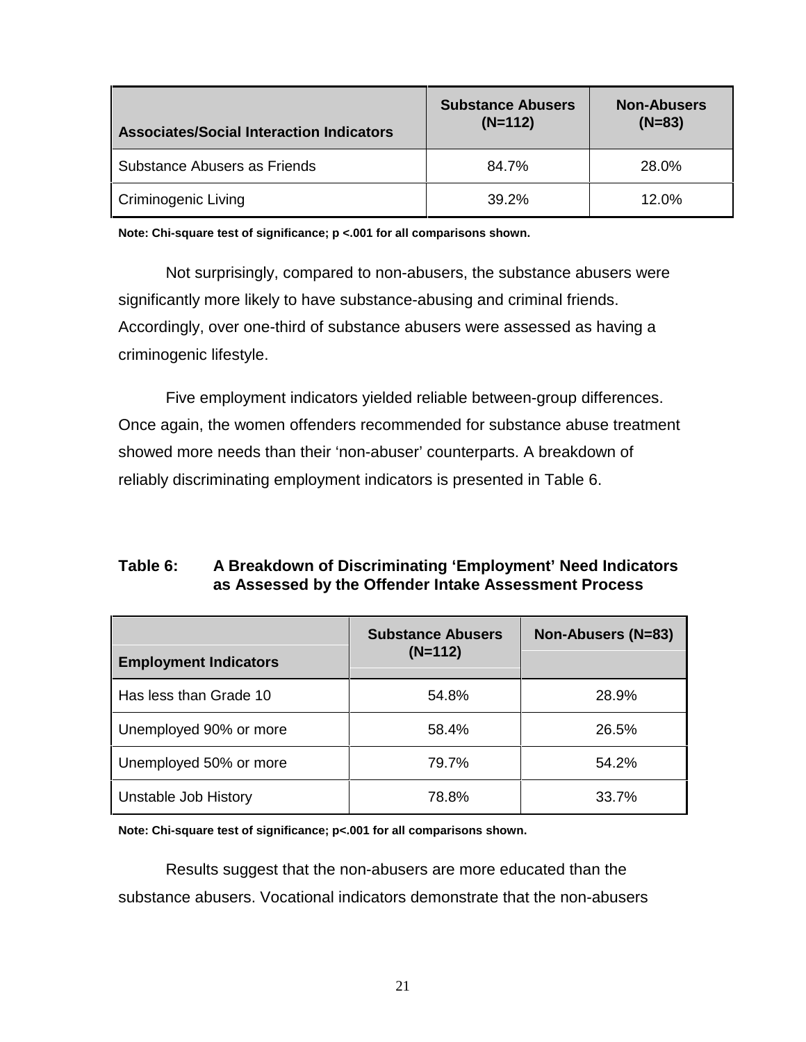| Associates/Social Interaction Indicators | Substance Abusers (N=112) | Non-Abusers (N=83) |
|---|---|---|
| Substance Abusers as Friends | 84.7% | 28.0% |
| Criminogenic Living | 39.2% | 12.0% |

**Note: Chi-square test of significance; p <.001 for all comparisons shown.**

Not surprisingly, compared to non-abusers, the substance abusers were significantly more likely to have substance-abusing and criminal friends. Accordingly, over one-third of substance abusers were assessed as having a criminogenic lifestyle.

Five employment indicators yielded reliable between-group differences. Once again, the women offenders recommended for substance abuse treatment showed more needs than their 'non-abuser' counterparts. A breakdown of reliably discriminating employment indicators is presented in Table 6.

**Table 6: A Breakdown of Discriminating 'Employment' Need Indicators as Assessed by the Offender Intake Assessment Process**

| Employment Indicators | Substance Abusers (N=112) | Non-Abusers (N=83) |
|---|---|---|
| Has less than Grade 10 | 54.8% | 28.9% |
| Unemployed 90% or more | 58.4% | 26.5% |
| Unemployed 50% or more | 79.7% | 54.2% |
| Unstable Job History | 78.8% | 33.7% |

**Note: Chi-square test of significance; p<.001 for all comparisons shown.**

Results suggest that the non-abusers are more educated than the substance abusers. Vocational indicators demonstrate that the non-abusers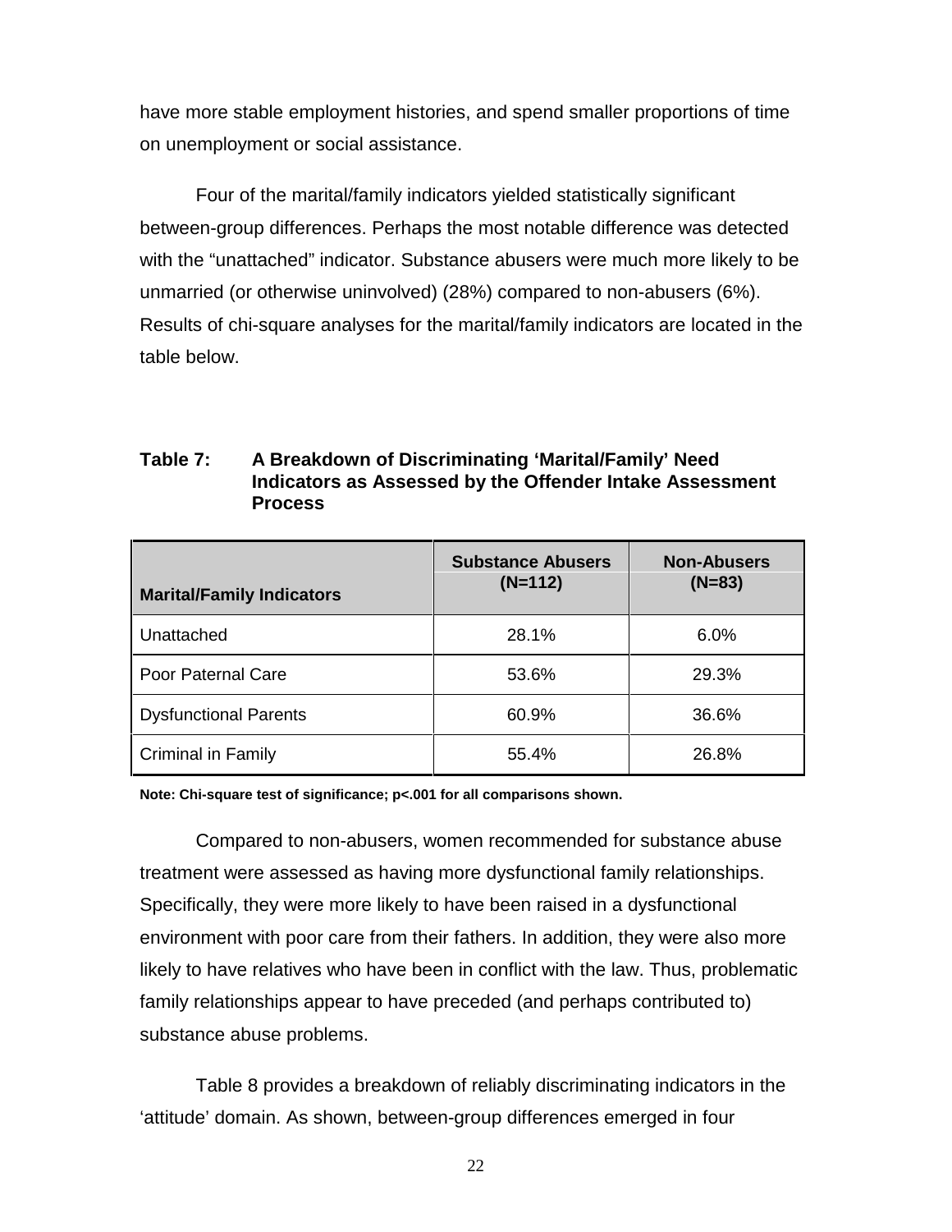have more stable employment histories, and spend smaller proportions of time on unemployment or social assistance.

Four of the marital/family indicators yielded statistically significant between-group differences. Perhaps the most notable difference was detected with the "unattached" indicator. Substance abusers were much more likely to be unmarried (or otherwise uninvolved) (28%) compared to non-abusers (6%). Results of chi-square analyses for the marital/family indicators are located in the table below.

**Table 7: A Breakdown of Discriminating 'Marital/Family' Need Indicators as Assessed by the Offender Intake Assessment Process**

| Marital/Family Indicators | Substance Abusers (N=112) | Non-Abusers (N=83) |
|---|---|---|
| Unattached | 28.1% | 6.0% |
| Poor Paternal Care | 53.6% | 29.3% |
| Dysfunctional Parents | 60.9% | 36.6% |
| Criminal in Family | 55.4% | 26.8% |

**Note: Chi-square test of significance; p<.001 for all comparisons shown.**

Compared to non-abusers, women recommended for substance abuse treatment were assessed as having more dysfunctional family relationships. Specifically, they were more likely to have been raised in a dysfunctional environment with poor care from their fathers. In addition, they were also more likely to have relatives who have been in conflict with the law. Thus, problematic family relationships appear to have preceded (and perhaps contributed to) substance abuse problems.

Table 8 provides a breakdown of reliably discriminating indicators in the 'attitude' domain. As shown, between-group differences emerged in four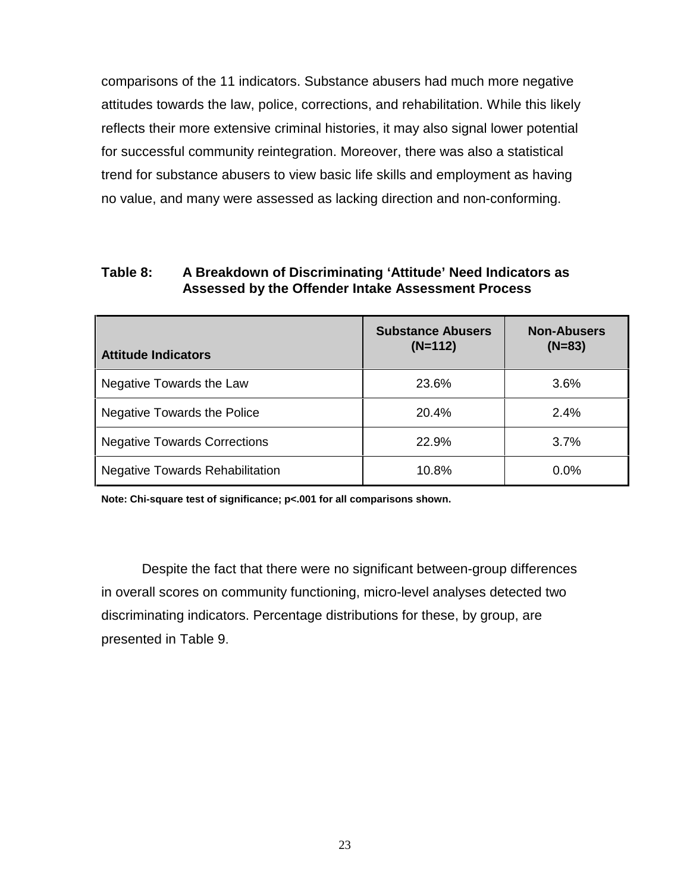comparisons of the 11 indicators. Substance abusers had much more negative attitudes towards the law, police, corrections, and rehabilitation. While this likely reflects their more extensive criminal histories, it may also signal lower potential for successful community reintegration. Moreover, there was also a statistical trend for substance abusers to view basic life skills and employment as having no value, and many were assessed as lacking direction and non-conforming.

**Table 8: A Breakdown of Discriminating 'Attitude' Need Indicators as Assessed by the Offender Intake Assessment Process**

| Attitude Indicators | Substance Abusers (N=112) | Non-Abusers (N=83) |
|---|---|---|
| Negative Towards the Law | 23.6% | 3.6% |
| Negative Towards the Police | 20.4% | 2.4% |
| Negative Towards Corrections | 22.9% | 3.7% |
| Negative Towards Rehabilitation | 10.8% | 0.0% |

**Note: Chi-square test of significance; $p<.001$ for all comparisons shown.**

Despite the fact that there were no significant between-group differences in overall scores on community functioning, micro-level analyses detected two discriminating indicators. Percentage distributions for these, by group, are presented in Table 9.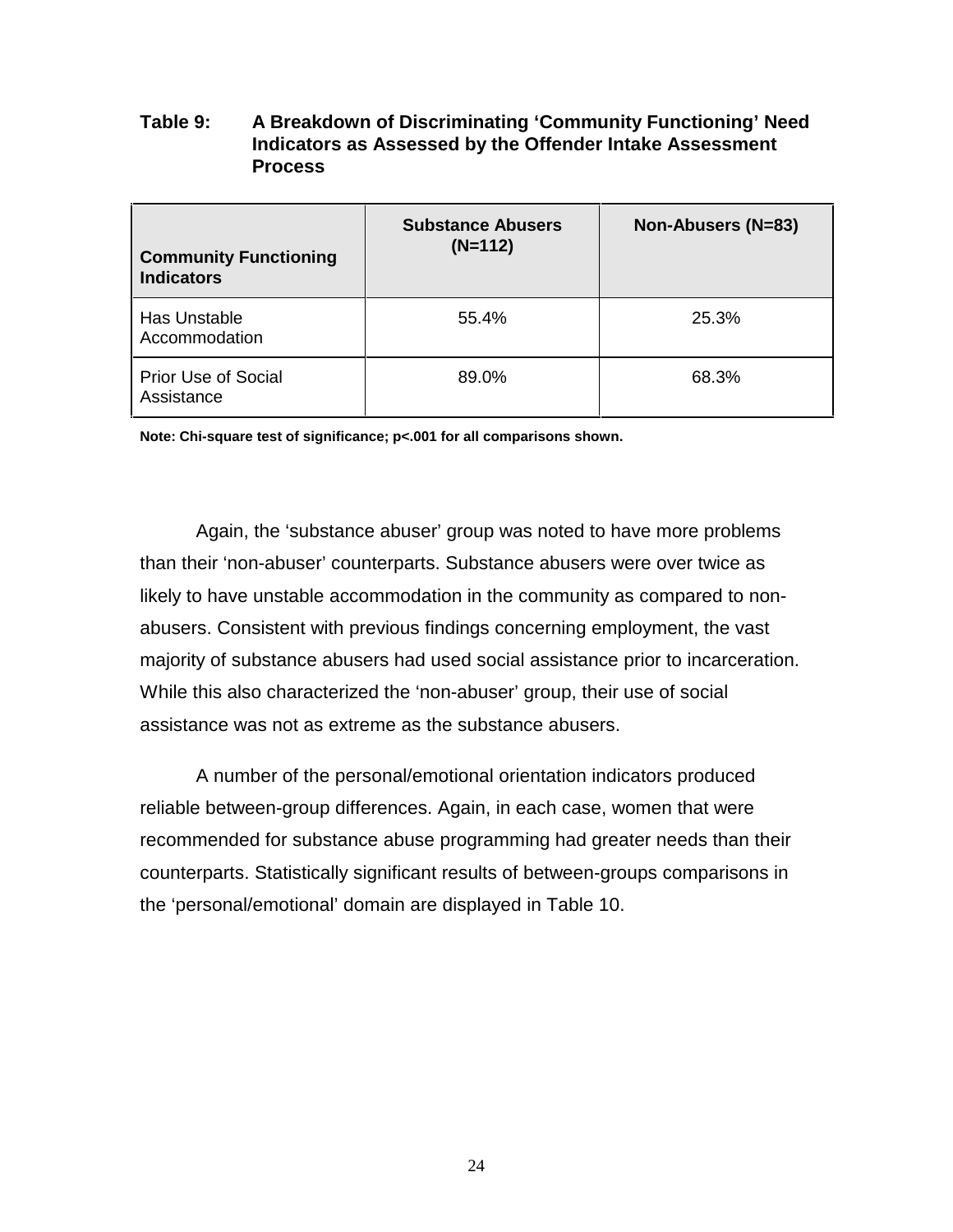**Table 9: A Breakdown of Discriminating 'Community Functioning' Need Indicators as Assessed by the Offender Intake Assessment Process**

| Community Functioning Indicators | Substance Abusers (N=112) | Non-Abusers (N=83) |
|---|---|---|
| Has Unstable Accommodation | 55.4% | 25.3% |
| Prior Use of Social Assistance | 89.0% | 68.3% |

**Note: Chi-square test of significance; p<.001 for all comparisons shown.**

Again, the 'substance abuser' group was noted to have more problems than their 'non-abuser' counterparts. Substance abusers were over twice as likely to have unstable accommodation in the community as compared to non-abusers. Consistent with previous findings concerning employment, the vast majority of substance abusers had used social assistance prior to incarceration. While this also characterized the 'non-abuser' group, their use of social assistance was not as extreme as the substance abusers.

A number of the personal/emotional orientation indicators produced reliable between-group differences. Again, in each case, women that were recommended for substance abuse programming had greater needs than their counterparts. Statistically significant results of between-groups comparisons in the 'personal/emotional' domain are displayed in Table 10.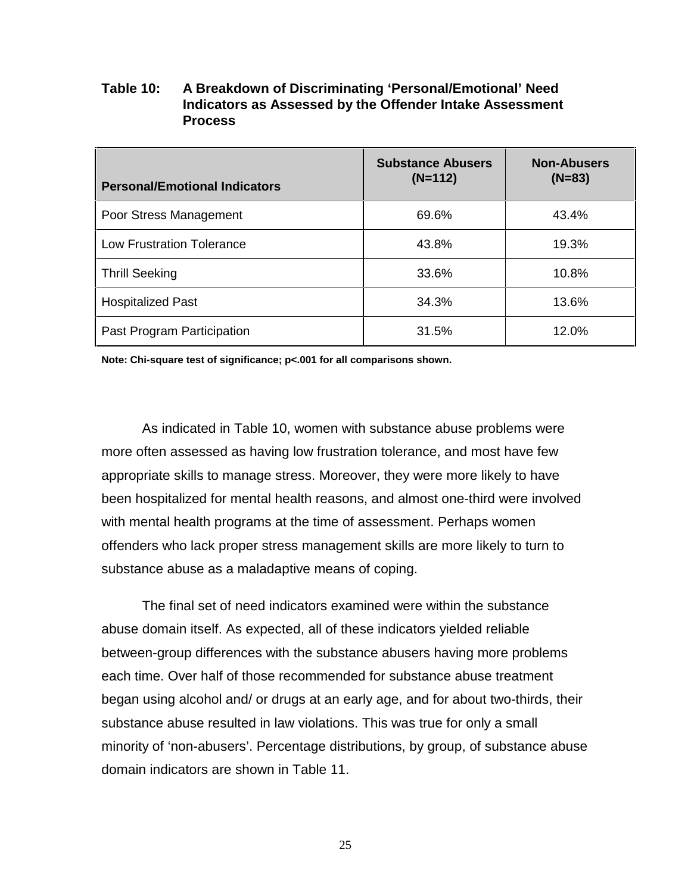**Table 10: A Breakdown of Discriminating 'Personal/Emotional' Need Indicators as Assessed by the Offender Intake Assessment Process**

| Personal/Emotional Indicators | Substance Abusers (N=112) | Non-Abusers (N=83) |
|---|---|---|
| Poor Stress Management | 69.6% | 43.4% |
| Low Frustration Tolerance | 43.8% | 19.3% |
| Thrill Seeking | 33.6% | 10.8% |
| Hospitalized Past | 34.3% | 13.6% |
| Past Program Participation | 31.5% | 12.0% |

**Note: Chi-square test of significance; p<.001 for all comparisons shown.**

As indicated in Table 10, women with substance abuse problems were more often assessed as having low frustration tolerance, and most have few appropriate skills to manage stress. Moreover, they were more likely to have been hospitalized for mental health reasons, and almost one-third were involved with mental health programs at the time of assessment. Perhaps women offenders who lack proper stress management skills are more likely to turn to substance abuse as a maladaptive means of coping.

The final set of need indicators examined were within the substance abuse domain itself. As expected, all of these indicators yielded reliable between-group differences with the substance abusers having more problems each time. Over half of those recommended for substance abuse treatment began using alcohol and/ or drugs at an early age, and for about two-thirds, their substance abuse resulted in law violations. This was true for only a small minority of 'non-abusers'. Percentage distributions, by group, of substance abuse domain indicators are shown in Table 11.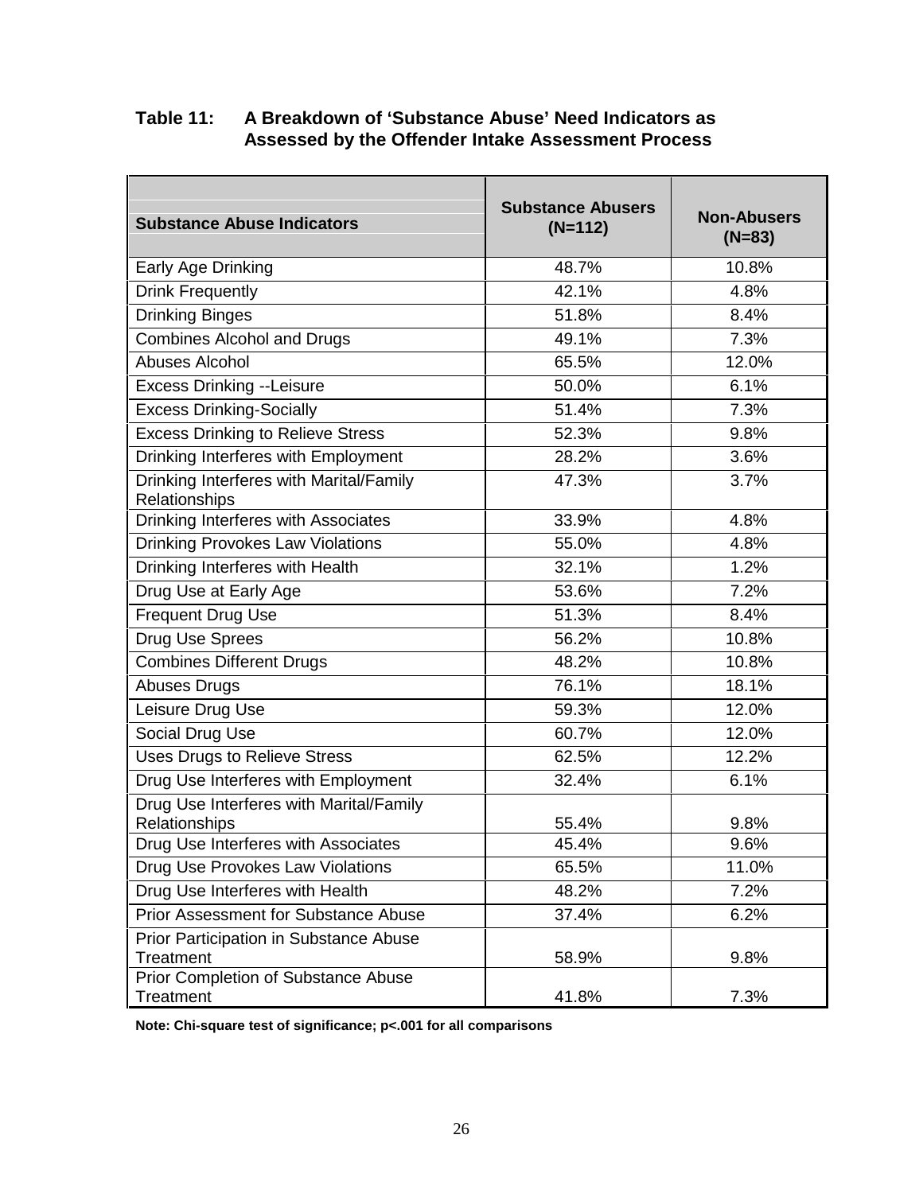**Table 11: A Breakdown of 'Substance Abuse' Need Indicators as Assessed by the Offender Intake Assessment Process**

| Substance Abuse Indicators | Substance Abusers (N=112) | Non-Abusers (N=83) |
|---|---|---|
| Early Age Drinking | 48.7% | 10.8% |
| Drink Frequently | 42.1% | 4.8% |
| Drinking Binges | 51.8% | 8.4% |
| Combines Alcohol and Drugs | 49.1% | 7.3% |
| Abuses Alcohol | 65.5% | 12.0% |
| Excess Drinking --Leisure | 50.0% | 6.1% |
| Excess Drinking-Socially | 51.4% | 7.3% |
| Excess Drinking to Relieve Stress | 52.3% | 9.8% |
| Drinking Interferes with Employment | 28.2% | 3.6% |
| Drinking Interferes with Marital/Family Relationships | 47.3% | 3.7% |
| Drinking Interferes with Associates | 33.9% | 4.8% |
| Drinking Provokes Law Violations | 55.0% | 4.8% |
| Drinking Interferes with Health | 32.1% | 1.2% |
| Drug Use at Early Age | 53.6% | 7.2% |
| Frequent Drug Use | 51.3% | 8.4% |
| Drug Use Sprees | 56.2% | 10.8% |
| Combines Different Drugs | 48.2% | 10.8% |
| Abuses Drugs | 76.1% | 18.1% |
| Leisure Drug Use | 59.3% | 12.0% |
| Social Drug Use | 60.7% | 12.0% |
| Uses Drugs to Relieve Stress | 62.5% | 12.2% |
| Drug Use Interferes with Employment | 32.4% | 6.1% |
| Drug Use Interferes with Marital/Family Relationships | 55.4% | 9.8% |
| Drug Use Interferes with Associates | 45.4% | 9.6% |
| Drug Use Provokes Law Violations | 65.5% | 11.0% |
| Drug Use Interferes with Health | 48.2% | 7.2% |
| Prior Assessment for Substance Abuse | 37.4% | 6.2% |
| Prior Participation in Substance Abuse Treatment | 58.9% | 9.8% |
| Prior Completion of Substance Abuse Treatment | 41.8% | 7.3% |

**Note: Chi-square test of significance; $p<.001$ for all comparisons**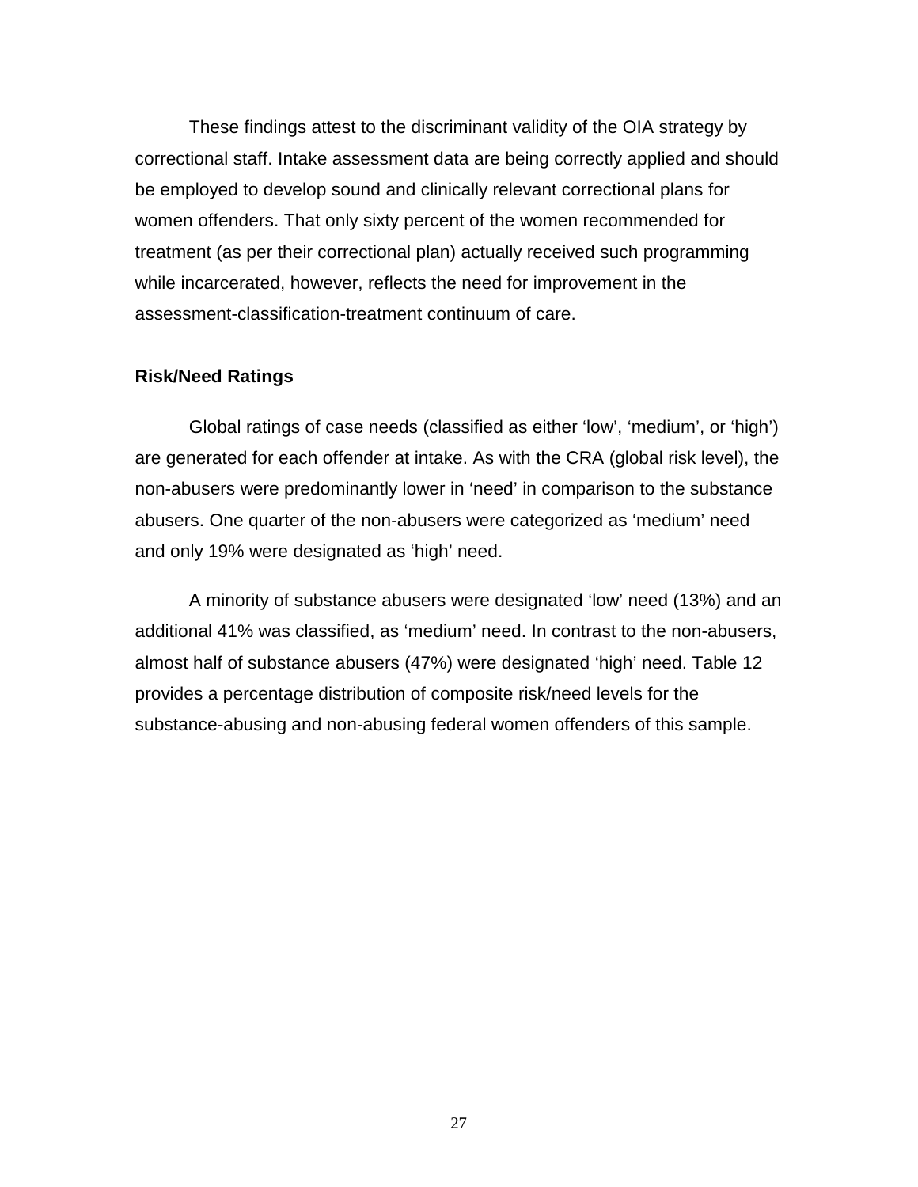These findings attest to the discriminant validity of the OIA strategy by correctional staff. Intake assessment data are being correctly applied and should be employed to develop sound and clinically relevant correctional plans for women offenders. That only sixty percent of the women recommended for treatment (as per their correctional plan) actually received such programming while incarcerated, however, reflects the need for improvement in the assessment-classification-treatment continuum of care.

**Risk/Need Ratings**

Global ratings of case needs (classified as either 'low', 'medium', or 'high') are generated for each offender at intake. As with the CRA (global risk level), the non-abusers were predominantly lower in 'need' in comparison to the substance abusers. One quarter of the non-abusers were categorized as 'medium' need and only 19% were designated as 'high' need.

A minority of substance abusers were designated 'low' need (13%) and an additional 41% was classified, as 'medium' need. In contrast to the non-abusers, almost half of substance abusers (47%) were designated 'high' need. Table 12 provides a percentage distribution of composite risk/need levels for the substance-abusing and non-abusing federal women offenders of this sample.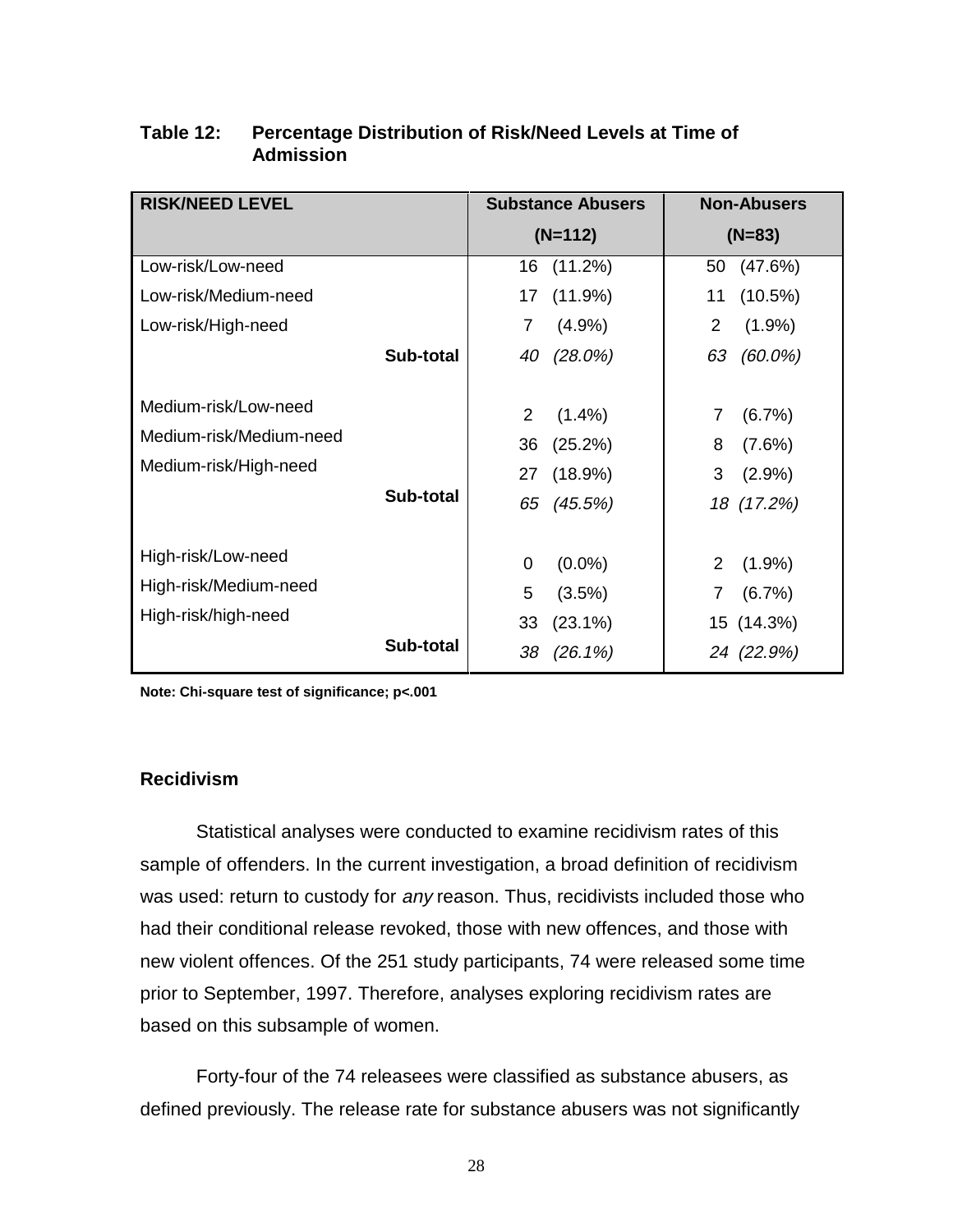**Table 12: Percentage Distribution of Risk/Need Levels at Time of Admission**

| RISK/NEED LEVEL | Substance Abusers (N=112) | Non-Abusers (N=83) |
|---|---|---|
| Low-risk/Low-need | 16 (11.2%) | 50 (47.6%) |
| Low-risk/Medium-need | 17 (11.9%) | 11 (10.5%) |
| Low-risk/High-need | 7 (4.9%) | 2 (1.9%) |
| **Sub-total** | *40 (28.0%)* | *63 (60.0%)* |
| Medium-risk/Low-need | 2 (1.4%) | 7 (6.7%) |
| Medium-risk/Medium-need | 36 (25.2%) | 8 (7.6%) |
| Medium-risk/High-need | 27 (18.9%) | 3 (2.9%) |
| **Sub-total** | *65 (45.5%)* | *18 (17.2%)* |
| High-risk/Low-need | 0 (0.0%) | 2 (1.9%) |
| High-risk/Medium-need | 5 (3.5%) | 7 (6.7%) |
| High-risk/high-need | 33 (23.1%) | 15 (14.3%) |
| **Sub-total** | *38 (26.1%)* | *24 (22.9%)* |

**Note: Chi-square test of significance; p<.001**

### Recidivism

Statistical analyses were conducted to examine recidivism rates of this sample of offenders. In the current investigation, a broad definition of recidivism was used: return to custody for *any* reason. Thus, recidivists included those who had their conditional release revoked, those with new offences, and those with new violent offences. Of the 251 study participants, 74 were released some time prior to September, 1997. Therefore, analyses exploring recidivism rates are based on this subsample of women.

Forty-four of the 74 releasees were classified as substance abusers, as defined previously. The release rate for substance abusers was not significantly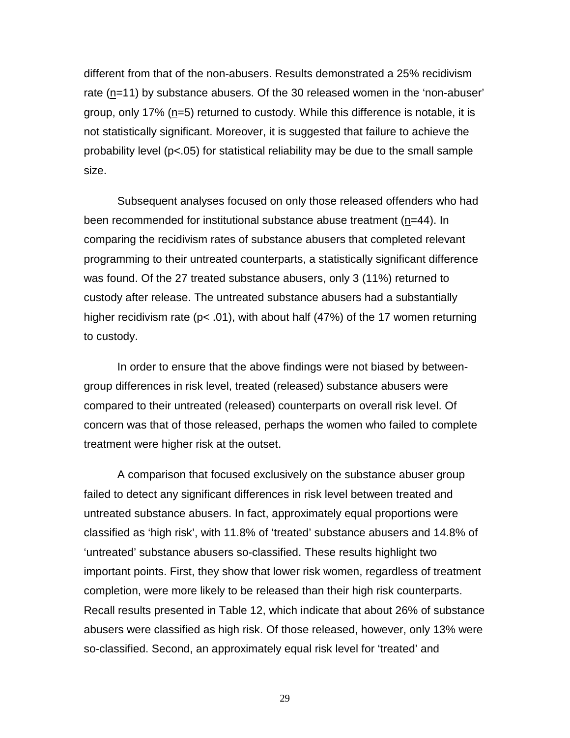different from that of the non-abusers. Results demonstrated a 25% recidivism rate (n=11) by substance abusers. Of the 30 released women in the 'non-abuser' group, only 17% (n=5) returned to custody. While this difference is notable, it is not statistically significant. Moreover, it is suggested that failure to achieve the probability level ($p<.05$) for statistical reliability may be due to the small sample size.

Subsequent analyses focused on only those released offenders who had been recommended for institutional substance abuse treatment (n=44). In comparing the recidivism rates of substance abusers that completed relevant programming to their untreated counterparts, a statistically significant difference was found. Of the 27 treated substance abusers, only 3 (11%) returned to custody after release. The untreated substance abusers had a substantially higher recidivism rate ($p< .01$), with about half (47%) of the 17 women returning to custody.

In order to ensure that the above findings were not biased by between-group differences in risk level, treated (released) substance abusers were compared to their untreated (released) counterparts on overall risk level. Of concern was that of those released, perhaps the women who failed to complete treatment were higher risk at the outset.

A comparison that focused exclusively on the substance abuser group failed to detect any significant differences in risk level between treated and untreated substance abusers. In fact, approximately equal proportions were classified as 'high risk', with 11.8% of 'treated' substance abusers and 14.8% of 'untreated' substance abusers so-classified. These results highlight two important points. First, they show that lower risk women, regardless of treatment completion, were more likely to be released than their high risk counterparts. Recall results presented in Table 12, which indicate that about 26% of substance abusers were classified as high risk. Of those released, however, only 13% were so-classified. Second, an approximately equal risk level for 'treated' and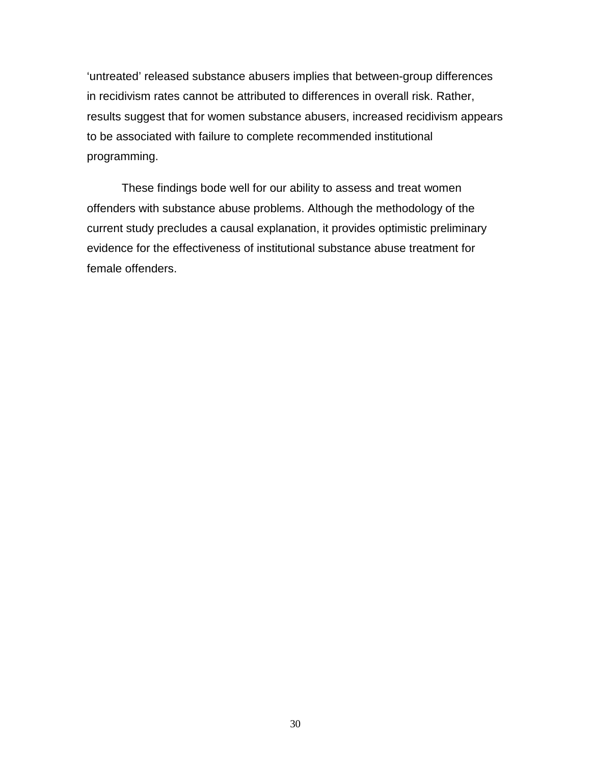'untreated' released substance abusers implies that between-group differences in recidivism rates cannot be attributed to differences in overall risk. Rather, results suggest that for women substance abusers, increased recidivism appears to be associated with failure to complete recommended institutional programming.

These findings bode well for our ability to assess and treat women offenders with substance abuse problems. Although the methodology of the current study precludes a causal explanation, it provides optimistic preliminary evidence for the effectiveness of institutional substance abuse treatment for female offenders.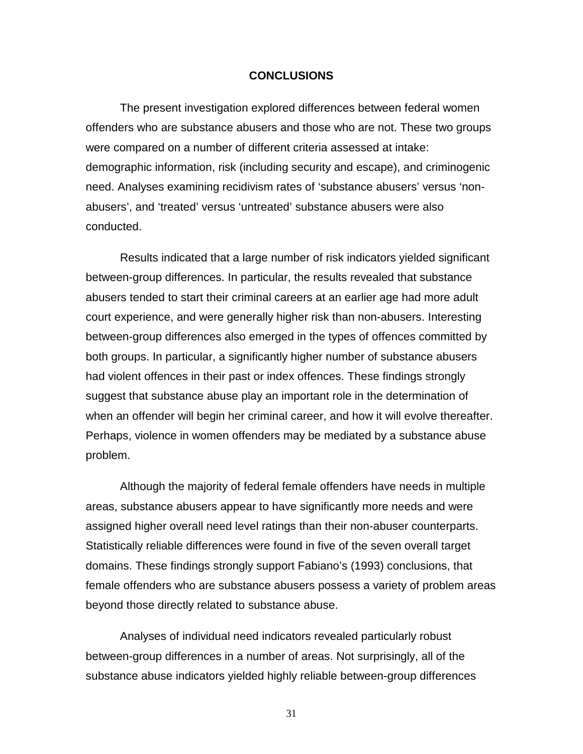## CONCLUSIONS

The present investigation explored differences between federal women offenders who are substance abusers and those who are not. These two groups were compared on a number of different criteria assessed at intake: demographic information, risk (including security and escape), and criminogenic need. Analyses examining recidivism rates of 'substance abusers' versus 'non-abusers', and 'treated' versus 'untreated' substance abusers were also conducted.

Results indicated that a large number of risk indicators yielded significant between-group differences. In particular, the results revealed that substance abusers tended to start their criminal careers at an earlier age had more adult court experience, and were generally higher risk than non-abusers. Interesting between-group differences also emerged in the types of offences committed by both groups. In particular, a significantly higher number of substance abusers had violent offences in their past or index offences. These findings strongly suggest that substance abuse play an important role in the determination of when an offender will begin her criminal career, and how it will evolve thereafter. Perhaps, violence in women offenders may be mediated by a substance abuse problem.

Although the majority of federal female offenders have needs in multiple areas, substance abusers appear to have significantly more needs and were assigned higher overall need level ratings than their non-abuser counterparts. Statistically reliable differences were found in five of the seven overall target domains. These findings strongly support Fabiano's (1993) conclusions, that female offenders who are substance abusers possess a variety of problem areas beyond those directly related to substance abuse.

Analyses of individual need indicators revealed particularly robust between-group differences in a number of areas. Not surprisingly, all of the substance abuse indicators yielded highly reliable between-group differences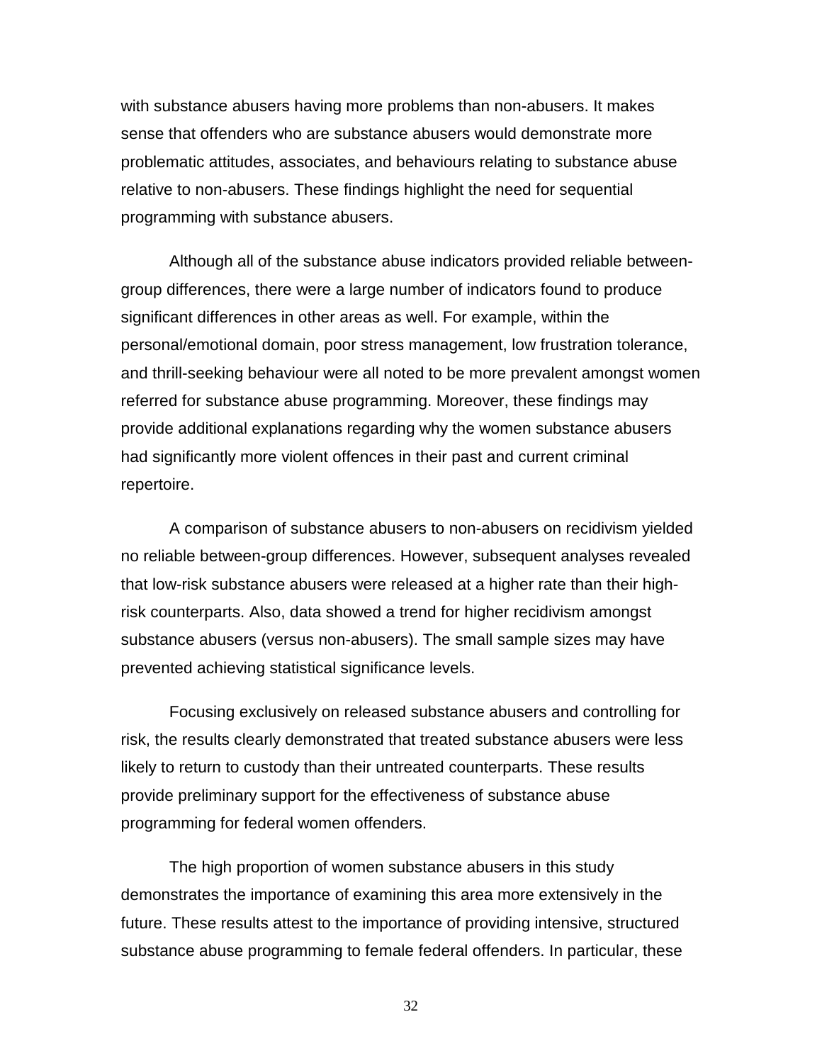with substance abusers having more problems than non-abusers. It makes sense that offenders who are substance abusers would demonstrate more problematic attitudes, associates, and behaviours relating to substance abuse relative to non-abusers. These findings highlight the need for sequential programming with substance abusers.

Although all of the substance abuse indicators provided reliable between-group differences, there were a large number of indicators found to produce significant differences in other areas as well. For example, within the personal/emotional domain, poor stress management, low frustration tolerance, and thrill-seeking behaviour were all noted to be more prevalent amongst women referred for substance abuse programming. Moreover, these findings may provide additional explanations regarding why the women substance abusers had significantly more violent offences in their past and current criminal repertoire.

A comparison of substance abusers to non-abusers on recidivism yielded no reliable between-group differences. However, subsequent analyses revealed that low-risk substance abusers were released at a higher rate than their high-risk counterparts. Also, data showed a trend for higher recidivism amongst substance abusers (versus non-abusers). The small sample sizes may have prevented achieving statistical significance levels.

Focusing exclusively on released substance abusers and controlling for risk, the results clearly demonstrated that treated substance abusers were less likely to return to custody than their untreated counterparts. These results provide preliminary support for the effectiveness of substance abuse programming for federal women offenders.

The high proportion of women substance abusers in this study demonstrates the importance of examining this area more extensively in the future. These results attest to the importance of providing intensive, structured substance abuse programming to female federal offenders. In particular, these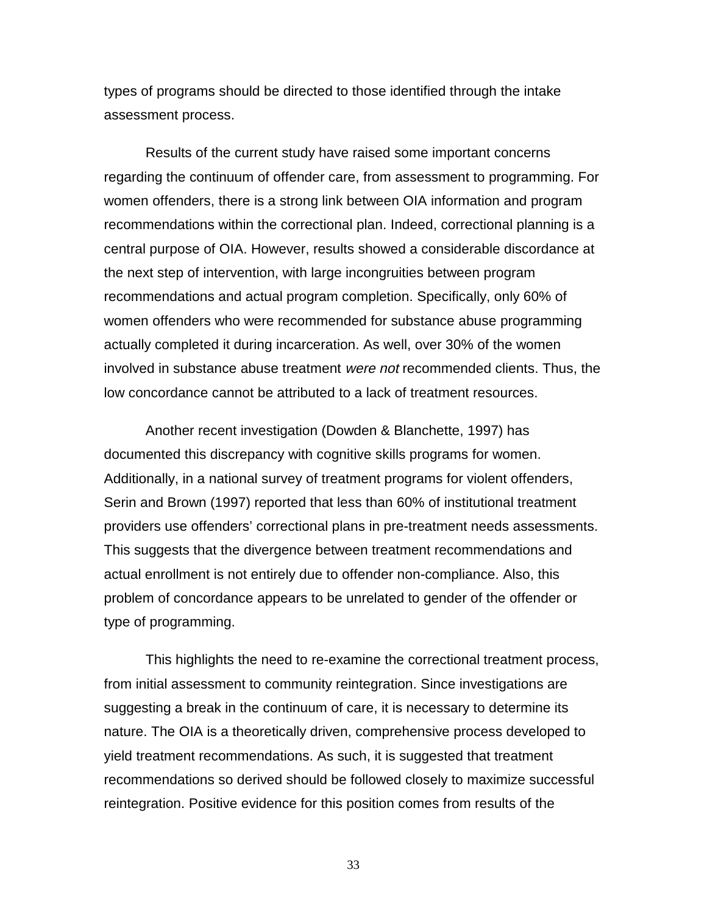types of programs should be directed to those identified through the intake assessment process.

Results of the current study have raised some important concerns regarding the continuum of offender care, from assessment to programming. For women offenders, there is a strong link between OIA information and program recommendations within the correctional plan. Indeed, correctional planning is a central purpose of OIA. However, results showed a considerable discordance at the next step of intervention, with large incongruities between program recommendations and actual program completion. Specifically, only 60% of women offenders who were recommended for substance abuse programming actually completed it during incarceration. As well, over 30% of the women involved in substance abuse treatment *were not* recommended clients. Thus, the low concordance cannot be attributed to a lack of treatment resources.

Another recent investigation (Dowden & Blanchette, 1997) has documented this discrepancy with cognitive skills programs for women. Additionally, in a national survey of treatment programs for violent offenders, Serin and Brown (1997) reported that less than 60% of institutional treatment providers use offenders' correctional plans in pre-treatment needs assessments. This suggests that the divergence between treatment recommendations and actual enrollment is not entirely due to offender non-compliance. Also, this problem of concordance appears to be unrelated to gender of the offender or type of programming.

This highlights the need to re-examine the correctional treatment process, from initial assessment to community reintegration. Since investigations are suggesting a break in the continuum of care, it is necessary to determine its nature. The OIA is a theoretically driven, comprehensive process developed to yield treatment recommendations. As such, it is suggested that treatment recommendations so derived should be followed closely to maximize successful reintegration. Positive evidence for this position comes from results of the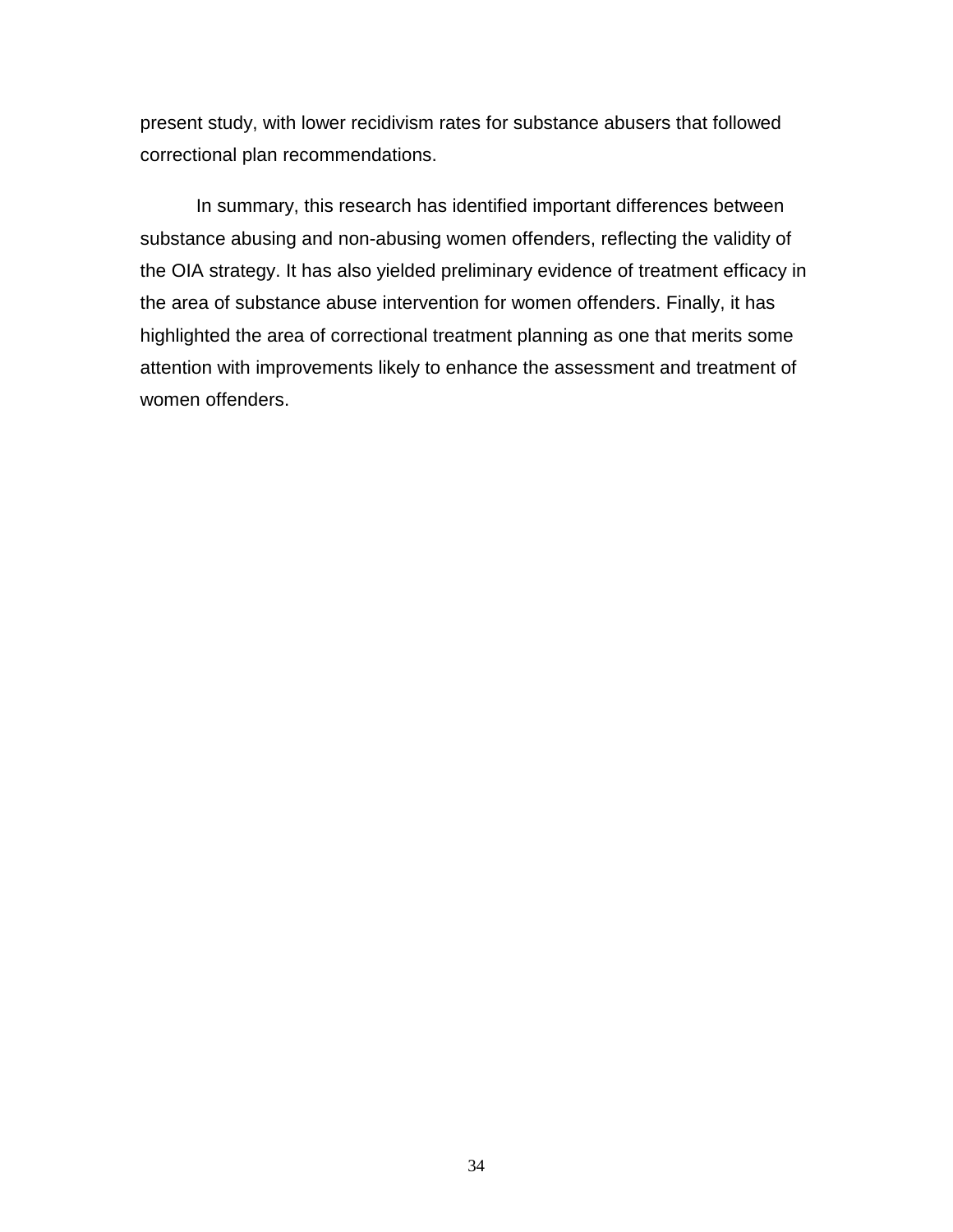present study, with lower recidivism rates for substance abusers that followed correctional plan recommendations.

In summary, this research has identified important differences between substance abusing and non-abusing women offenders, reflecting the validity of the OIA strategy. It has also yielded preliminary evidence of treatment efficacy in the area of substance abuse intervention for women offenders. Finally, it has highlighted the area of correctional treatment planning as one that merits some attention with improvements likely to enhance the assessment and treatment of women offenders.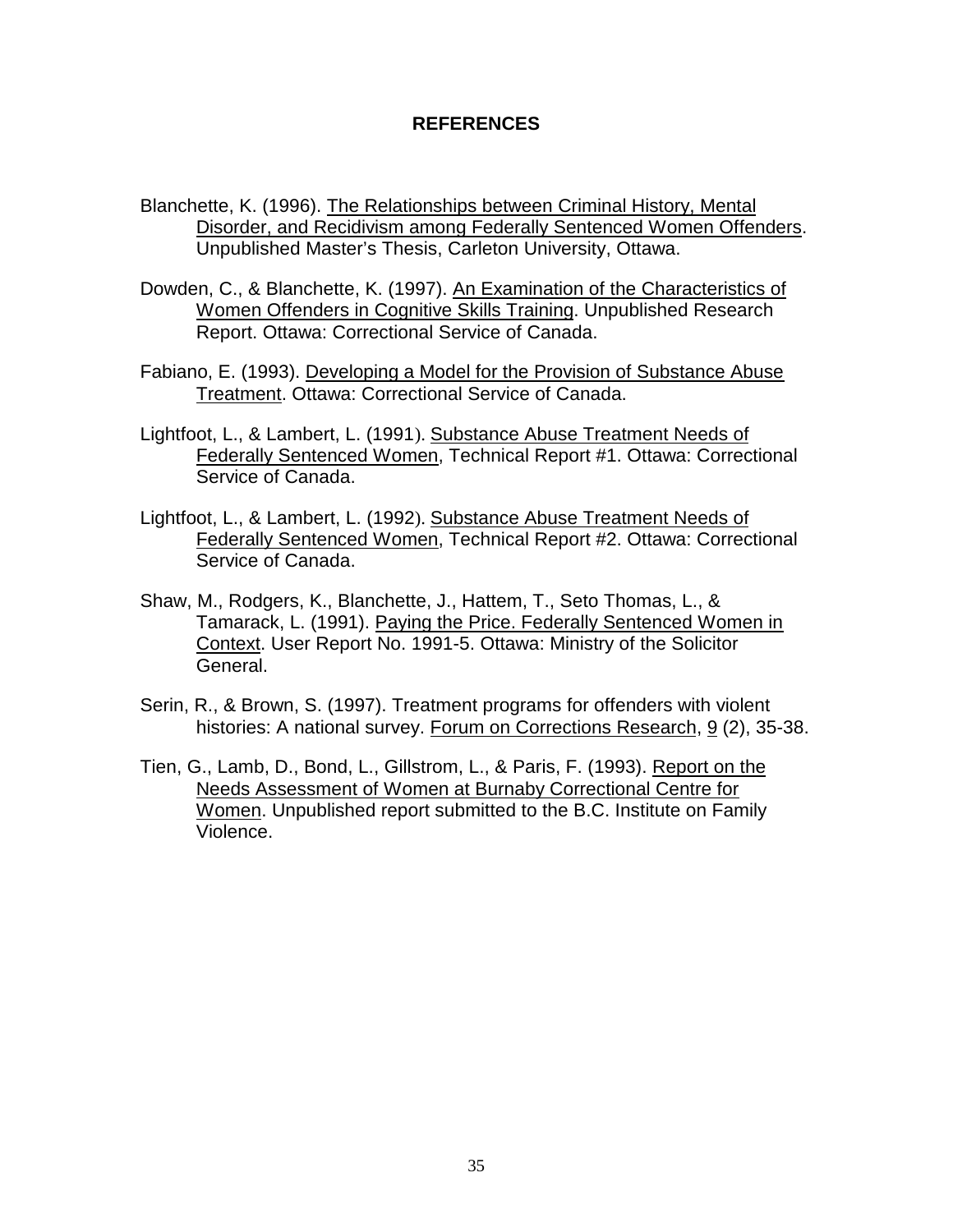# REFERENCES

Blanchette, K. (1996). The Relationships between Criminal History, Mental Disorder, and Recidivism among Federally Sentenced Women Offenders. Unpublished Master's Thesis, Carleton University, Ottawa.

Dowden, C., & Blanchette, K. (1997). An Examination of the Characteristics of Women Offenders in Cognitive Skills Training. Unpublished Research Report. Ottawa: Correctional Service of Canada.

Fabiano, E. (1993). Developing a Model for the Provision of Substance Abuse Treatment. Ottawa: Correctional Service of Canada.

Lightfoot, L., & Lambert, L. (1991). Substance Abuse Treatment Needs of Federally Sentenced Women, Technical Report #1. Ottawa: Correctional Service of Canada.

Lightfoot, L., & Lambert, L. (1992). Substance Abuse Treatment Needs of Federally Sentenced Women, Technical Report #2. Ottawa: Correctional Service of Canada.

Shaw, M., Rodgers, K., Blanchette, J., Hattem, T., Seto Thomas, L., & Tamarack, L. (1991). Paying the Price. Federally Sentenced Women in Context. User Report No. 1991-5. Ottawa: Ministry of the Solicitor General.

Serin, R., & Brown, S. (1997). Treatment programs for offenders with violent histories: A national survey. Forum on Corrections Research, 9 (2), 35-38.

Tien, G., Lamb, D., Bond, L., Gillstrom, L., & Paris, F. (1993). Report on the Needs Assessment of Women at Burnaby Correctional Centre for Women. Unpublished report submitted to the B.C. Institute on Family Violence.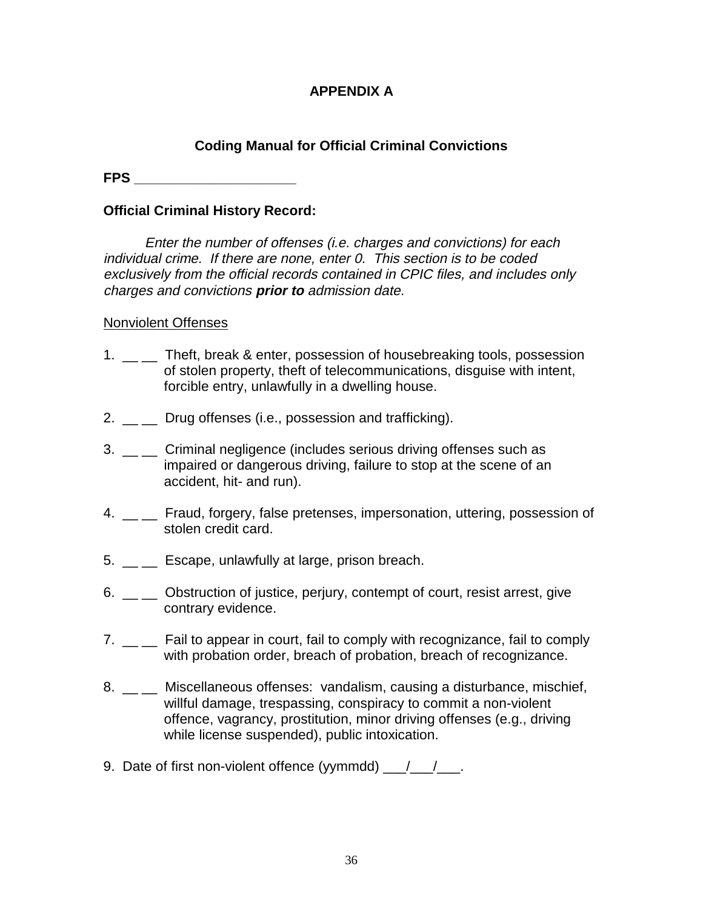# APPENDIX A

## Coding Manual for Official Criminal Convictions

**FPS ____________________**

**Official Criminal History Record:**

*Enter the number of offenses (i.e. charges and convictions) for each individual crime. If there are none, enter 0. This section is to be coded exclusively from the official records contained in CPIC files, and includes only charges and convictions **prior to** admission date.*

Nonviolent Offenses

1. __ __ Theft, break & enter, possession of housebreaking tools, possession of stolen property, theft of telecommunications, disguise with intent, forcible entry, unlawfully in a dwelling house.

2. __ __ Drug offenses (i.e., possession and trafficking).

3. __ __ Criminal negligence (includes serious driving offenses such as impaired or dangerous driving, failure to stop at the scene of an accident, hit- and run).

4. __ __ Fraud, forgery, false pretenses, impersonation, uttering, possession of stolen credit card.

5. __ __ Escape, unlawfully at large, prison breach.

6. __ __ Obstruction of justice, perjury, contempt of court, resist arrest, give contrary evidence.

7. __ __ Fail to appear in court, fail to comply with recognizance, fail to comply with probation order, breach of probation, breach of recognizance.

8. __ __ Miscellaneous offenses: vandalism, causing a disturbance, mischief, willful damage, trespassing, conspiracy to commit a non-violent offence, vagrancy, prostitution, minor driving offenses (e.g., driving while license suspended), public intoxication.

9. Date of first non-violent offence (yymmdd) ___/___/___.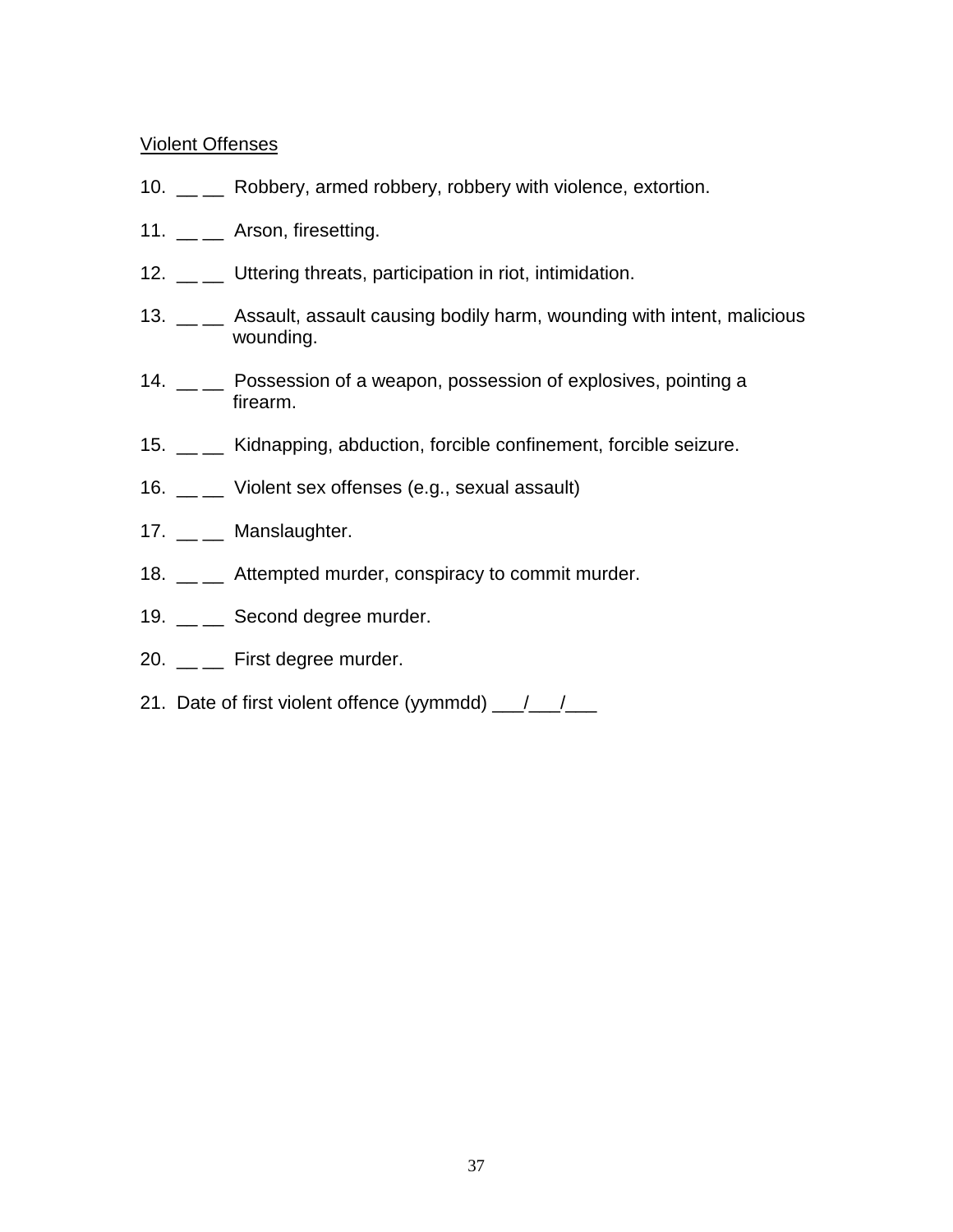Violent Offenses

10. __ __ Robbery, armed robbery, robbery with violence, extortion.

11. __ __ Arson, firesetting.

12. __ __ Uttering threats, participation in riot, intimidation.

13. __ __ Assault, assault causing bodily harm, wounding with intent, malicious wounding.

14. __ __ Possession of a weapon, possession of explosives, pointing a firearm.

15. __ __ Kidnapping, abduction, forcible confinement, forcible seizure.

16. __ __ Violent sex offenses (e.g., sexual assault)

17. __ __ Manslaughter.

18. __ __ Attempted murder, conspiracy to commit murder.

19. __ __ Second degree murder.

20. __ __ First degree murder.

21. Date of first violent offence (yymmdd) ___/___/___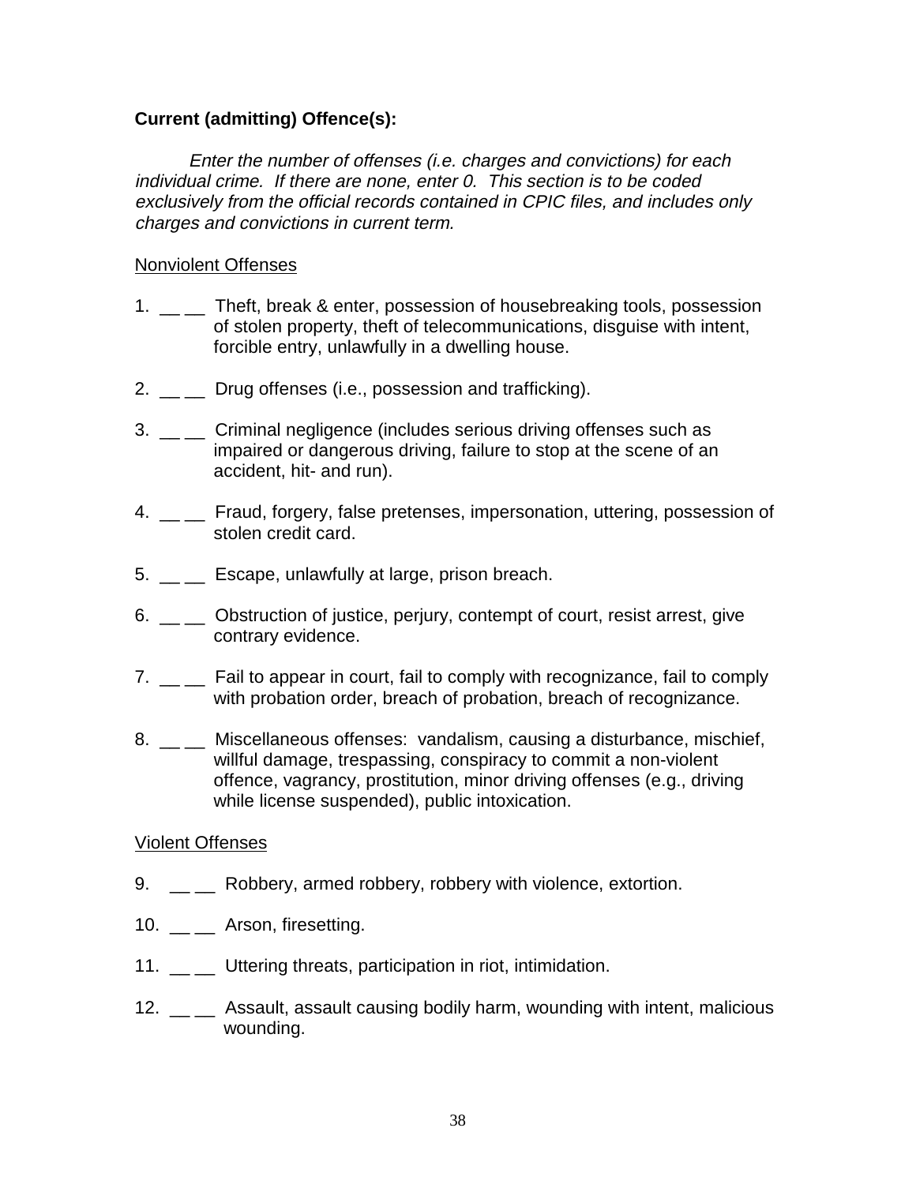**Current (admitting) Offence(s):**

*Enter the number of offenses (i.e. charges and convictions) for each individual crime. If there are none, enter 0. This section is to be coded exclusively from the official records contained in CPIC files, and includes only charges and convictions in current term.*

Nonviolent Offenses

1. __ __ Theft, break & enter, possession of housebreaking tools, possession of stolen property, theft of telecommunications, disguise with intent, forcible entry, unlawfully in a dwelling house.

2. __ __ Drug offenses (i.e., possession and trafficking).

3. __ __ Criminal negligence (includes serious driving offenses such as impaired or dangerous driving, failure to stop at the scene of an accident, hit- and run).

4. __ __ Fraud, forgery, false pretenses, impersonation, uttering, possession of stolen credit card.

5. __ __ Escape, unlawfully at large, prison breach.

6. __ __ Obstruction of justice, perjury, contempt of court, resist arrest, give contrary evidence.

7. __ __ Fail to appear in court, fail to comply with recognizance, fail to comply with probation order, breach of probation, breach of recognizance.

8. __ __ Miscellaneous offenses: vandalism, causing a disturbance, mischief, willful damage, trespassing, conspiracy to commit a non-violent offence, vagrancy, prostitution, minor driving offenses (e.g., driving while license suspended), public intoxication.

Violent Offenses

9. __ __ Robbery, armed robbery, robbery with violence, extortion.

10. __ __ Arson, firesetting.

11. __ __ Uttering threats, participation in riot, intimidation.

12. __ __ Assault, assault causing bodily harm, wounding with intent, malicious wounding.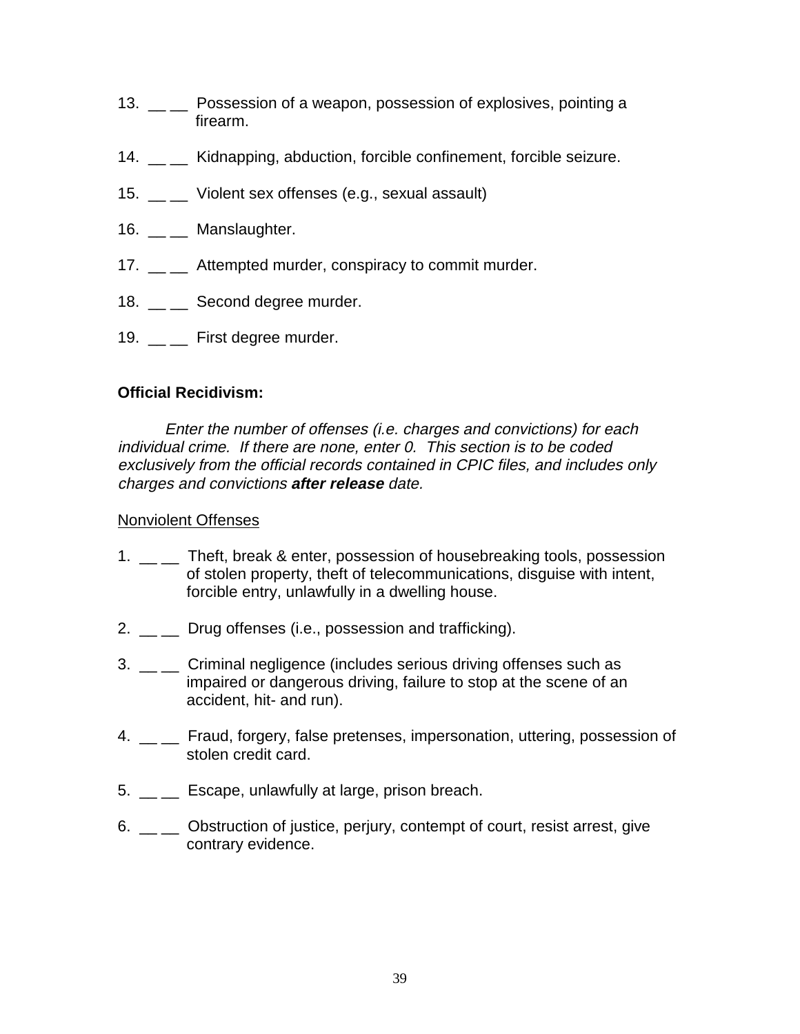13. __ __ Possession of a weapon, possession of explosives, pointing a firearm.

14. __ __ Kidnapping, abduction, forcible confinement, forcible seizure.

15. __ __ Violent sex offenses (e.g., sexual assault)

16. __ __ Manslaughter.

17. __ __ Attempted murder, conspiracy to commit murder.

18. __ __ Second degree murder.

19. __ __ First degree murder.

**Official Recidivism:**

*Enter the number of offenses (i.e. charges and convictions) for each individual crime. If there are none, enter 0. This section is to be coded exclusively from the official records contained in CPIC files, and includes only charges and convictions **after release** date.*

<u>Nonviolent Offenses</u>

1. __ __ Theft, break & enter, possession of housebreaking tools, possession of stolen property, theft of telecommunications, disguise with intent, forcible entry, unlawfully in a dwelling house.

2. __ __ Drug offenses (i.e., possession and trafficking).

3. __ __ Criminal negligence (includes serious driving offenses such as impaired or dangerous driving, failure to stop at the scene of an accident, hit- and run).

4. __ __ Fraud, forgery, false pretenses, impersonation, uttering, possession of stolen credit card.

5. __ __ Escape, unlawfully at large, prison breach.

6. __ __ Obstruction of justice, perjury, contempt of court, resist arrest, give contrary evidence.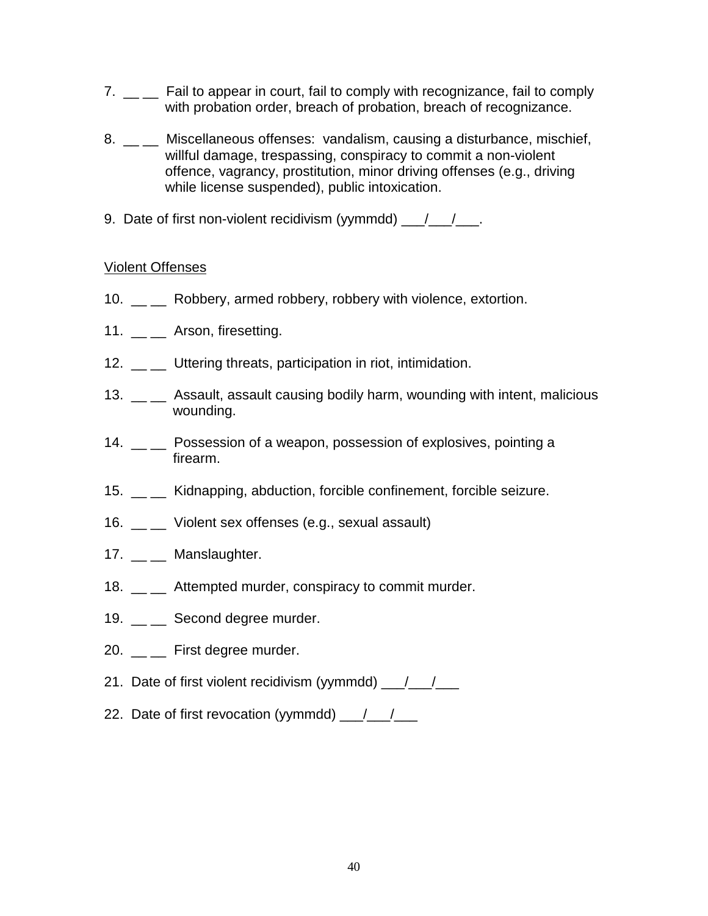7. __ __ Fail to appear in court, fail to comply with recognizance, fail to comply with probation order, breach of probation, breach of recognizance.

8. __ __ Miscellaneous offenses: vandalism, causing a disturbance, mischief, willful damage, trespassing, conspiracy to commit a non-violent offence, vagrancy, prostitution, minor driving offenses (e.g., driving while license suspended), public intoxication.

9. Date of first non-violent recidivism (yymmdd) ___/___/___.

<u>Violent Offenses</u>

10. __ __ Robbery, armed robbery, robbery with violence, extortion.

11. __ __ Arson, firesetting.

12. __ __ Uttering threats, participation in riot, intimidation.

13. __ __ Assault, assault causing bodily harm, wounding with intent, malicious wounding.

14. __ __ Possession of a weapon, possession of explosives, pointing a firearm.

15. __ __ Kidnapping, abduction, forcible confinement, forcible seizure.

16. __ __ Violent sex offenses (e.g., sexual assault)

17. __ __ Manslaughter.

18. __ __ Attempted murder, conspiracy to commit murder.

19. __ __ Second degree murder.

20. __ __ First degree murder.

21. Date of first violent recidivism (yymmdd) ___/___/___

22. Date of first revocation (yymmdd) ___/___/___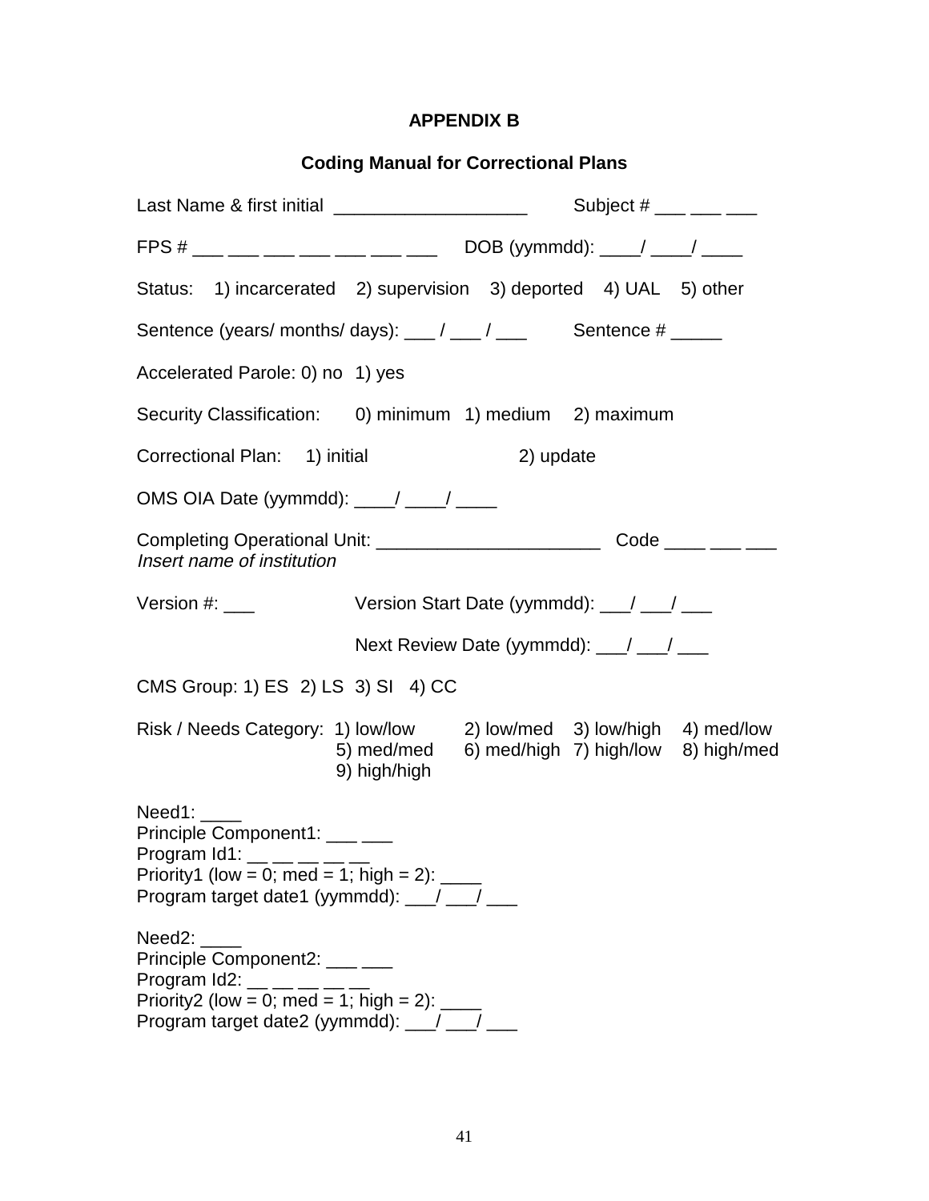# APPENDIX B

## Coding Manual for Correctional Plans

Last Name & first initial ___________________ Subject # ___ ___ ___

FPS # ___ ___ ___ ___ ___ ___ ___ DOB (yymmdd): ____/ ____/ ____

Status: 1) incarcerated 2) supervision 3) deported 4) UAL 5) other

Sentence (years/ months/ days): ___ / ___ / ___ Sentence # _____

Accelerated Parole: 0) no 1) yes

Security Classification: 0) minimum 1) medium 2) maximum

Correctional Plan: 1) initial 2) update

OMS OIA Date (yymmdd): ____/ ____/ ____

Completing Operational Unit: ______________________ Code ____ ___ ___
*Insert name of institution*

Version #: ___ Version Start Date (yymmdd): ___/ ___/ ___

Next Review Date (yymmdd): ___/ ___/ ___

CMS Group: 1) ES 2) LS 3) SI 4) CC

Risk / Needs Category: 1) low/low 2) low/med 3) low/high 4) med/low 5) med/med 6) med/high 7) high/low 8) high/med 9) high/high

Need1: ____
Principle Component1: ___ ___
Program Id1: __ __ __ __ __
Priority1 (low = 0; med = 1; high = 2): ____
Program target date1 (yymmdd): ___/ ___/ ___

Need2: ____
Principle Component2: ___ ___
Program Id2: __ __ __ __ __
Priority2 (low = 0; med = 1; high = 2): ____
Program target date2 (yymmdd): ___/ ___/ ___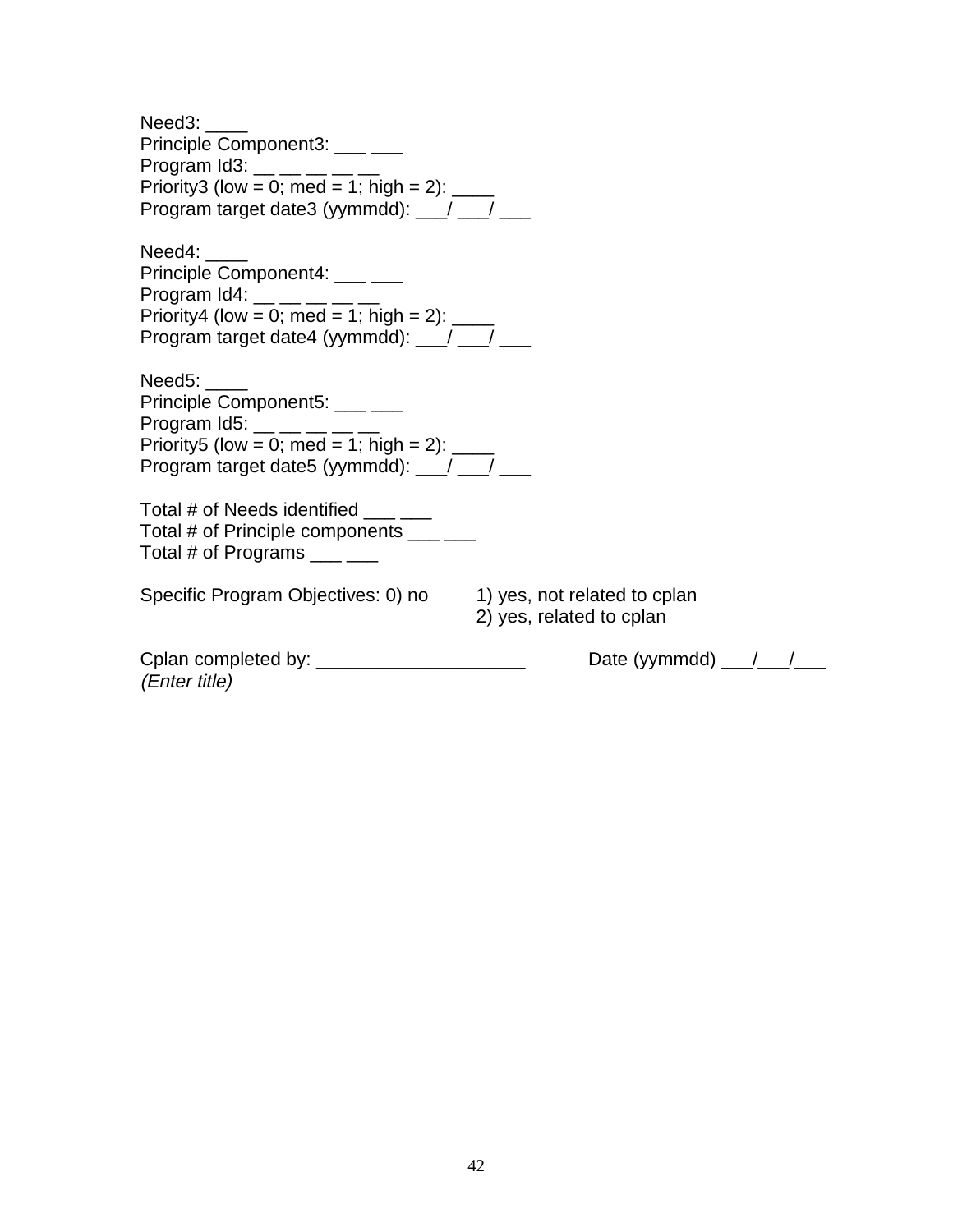Need3: ____
Principle Component3: ___ ___
Program Id3: __ __ __ __ __
Priority3 (low = 0; med = 1; high = 2): ____
Program target date3 (yymmdd): ___/ ___/ ___

Need4: ____
Principle Component4: ___ ___
Program Id4: __ __ __ __ __
Priority4 (low = 0; med = 1; high = 2): ____
Program target date4 (yymmdd): ___/ ___/ ___

Need5: ____
Principle Component5: ___ ___
Program Id5: __ __ __ __ __
Priority5 (low = 0; med = 1; high = 2): ____
Program target date5 (yymmdd): ___/ ___/ ___

Total # of Needs identified ___ ___
Total # of Principle components ___ ___
Total # of Programs ___ ___

Specific Program Objectives: 0) no 1) yes, not related to cplan
2) yes, related to cplan

Cplan completed by: ____________________ Date (yymmdd) ___/___/___
*(Enter title)*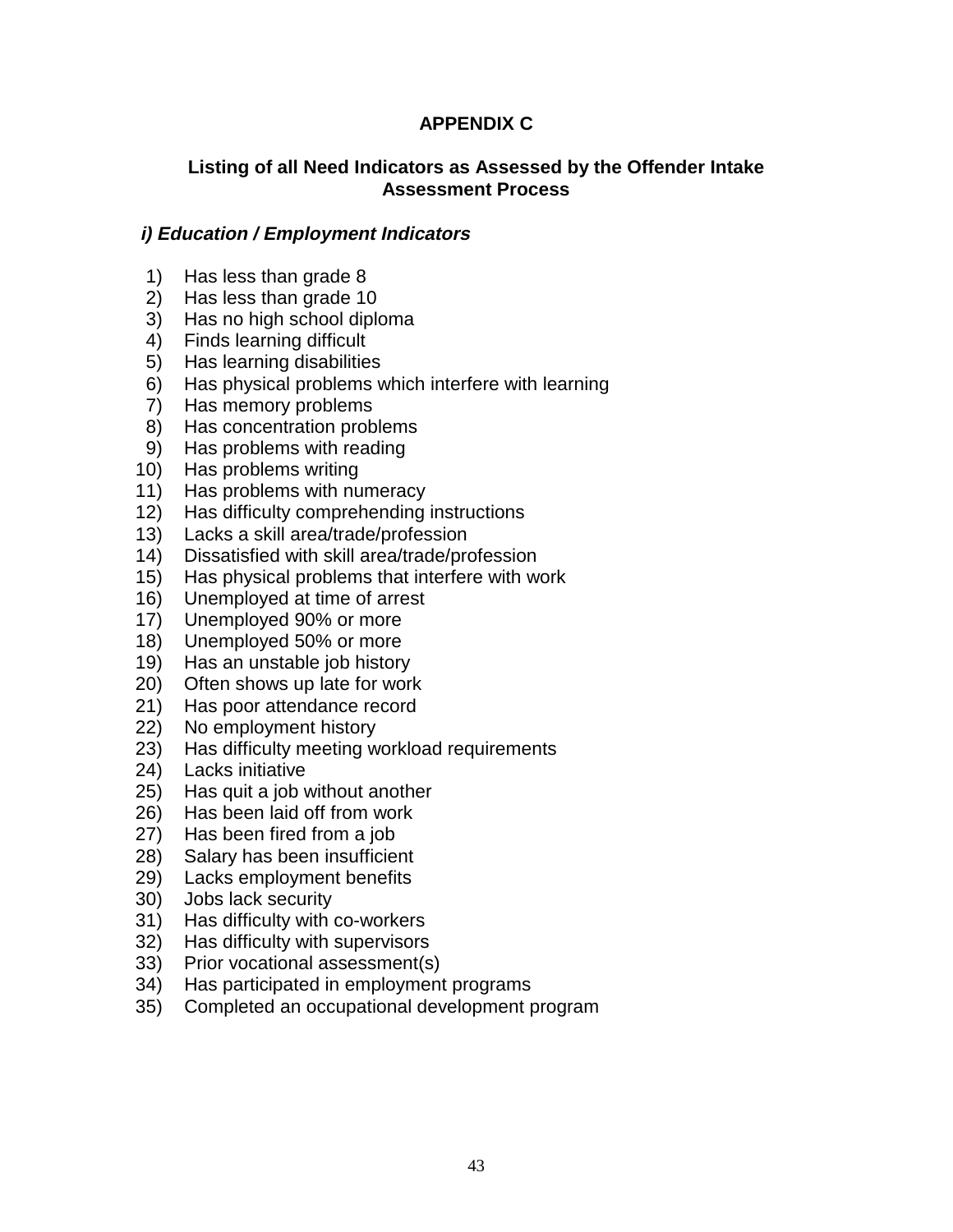# APPENDIX C

## Listing of all Need Indicators as Assessed by the Offender Intake Assessment Process

### *i) Education / Employment Indicators*

1) Has less than grade 8
2) Has less than grade 10
3) Has no high school diploma
4) Finds learning difficult
5) Has learning disabilities
6) Has physical problems which interfere with learning
7) Has memory problems
8) Has concentration problems
9) Has problems with reading
10) Has problems writing
11) Has problems with numeracy
12) Has difficulty comprehending instructions
13) Lacks a skill area/trade/profession
14) Dissatisfied with skill area/trade/profession
15) Has physical problems that interfere with work
16) Unemployed at time of arrest
17) Unemployed 90% or more
18) Unemployed 50% or more
19) Has an unstable job history
20) Often shows up late for work
21) Has poor attendance record
22) No employment history
23) Has difficulty meeting workload requirements
24) Lacks initiative
25) Has quit a job without another
26) Has been laid off from work
27) Has been fired from a job
28) Salary has been insufficient
29) Lacks employment benefits
30) Jobs lack security
31) Has difficulty with co-workers
32) Has difficulty with supervisors
33) Prior vocational assessment(s)
34) Has participated in employment programs
35) Completed an occupational development program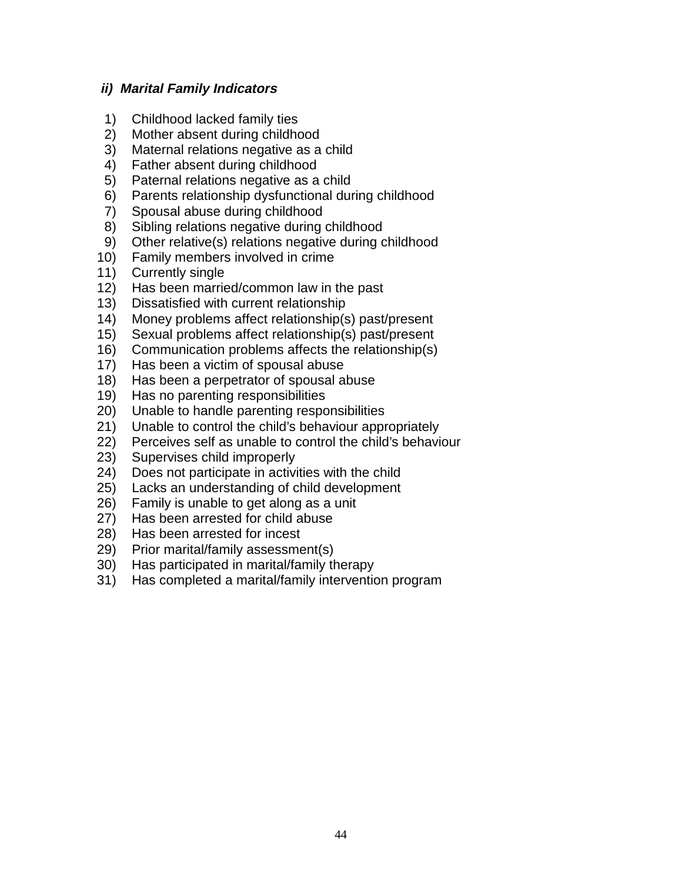### *ii) Marital Family Indicators*

1) Childhood lacked family ties
2) Mother absent during childhood
3) Maternal relations negative as a child
4) Father absent during childhood
5) Paternal relations negative as a child
6) Parents relationship dysfunctional during childhood
7) Spousal abuse during childhood
8) Sibling relations negative during childhood
9) Other relative(s) relations negative during childhood
10) Family members involved in crime
11) Currently single
12) Has been married/common law in the past
13) Dissatisfied with current relationship
14) Money problems affect relationship(s) past/present
15) Sexual problems affect relationship(s) past/present
16) Communication problems affects the relationship(s)
17) Has been a victim of spousal abuse
18) Has been a perpetrator of spousal abuse
19) Has no parenting responsibilities
20) Unable to handle parenting responsibilities
21) Unable to control the child's behaviour appropriately
22) Perceives self as unable to control the child's behaviour
23) Supervises child improperly
24) Does not participate in activities with the child
25) Lacks an understanding of child development
26) Family is unable to get along as a unit
27) Has been arrested for child abuse
28) Has been arrested for incest
29) Prior marital/family assessment(s)
30) Has participated in marital/family therapy
31) Has completed a marital/family intervention program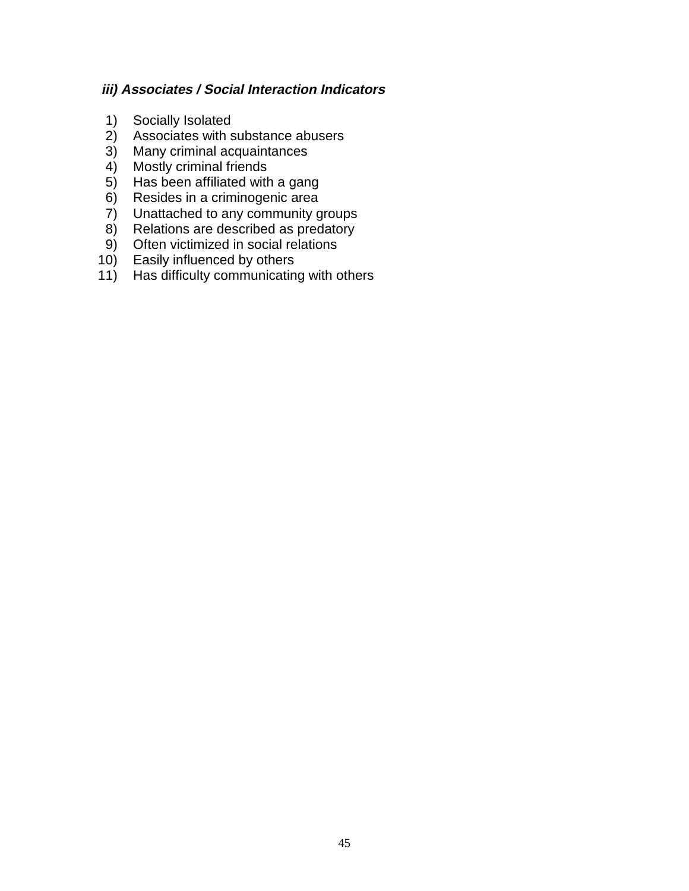### *iii) Associates / Social Interaction Indicators*

1) Socially Isolated
2) Associates with substance abusers
3) Many criminal acquaintances
4) Mostly criminal friends
5) Has been affiliated with a gang
6) Resides in a criminogenic area
7) Unattached to any community groups
8) Relations are described as predatory
9) Often victimized in social relations
10) Easily influenced by others
11) Has difficulty communicating with others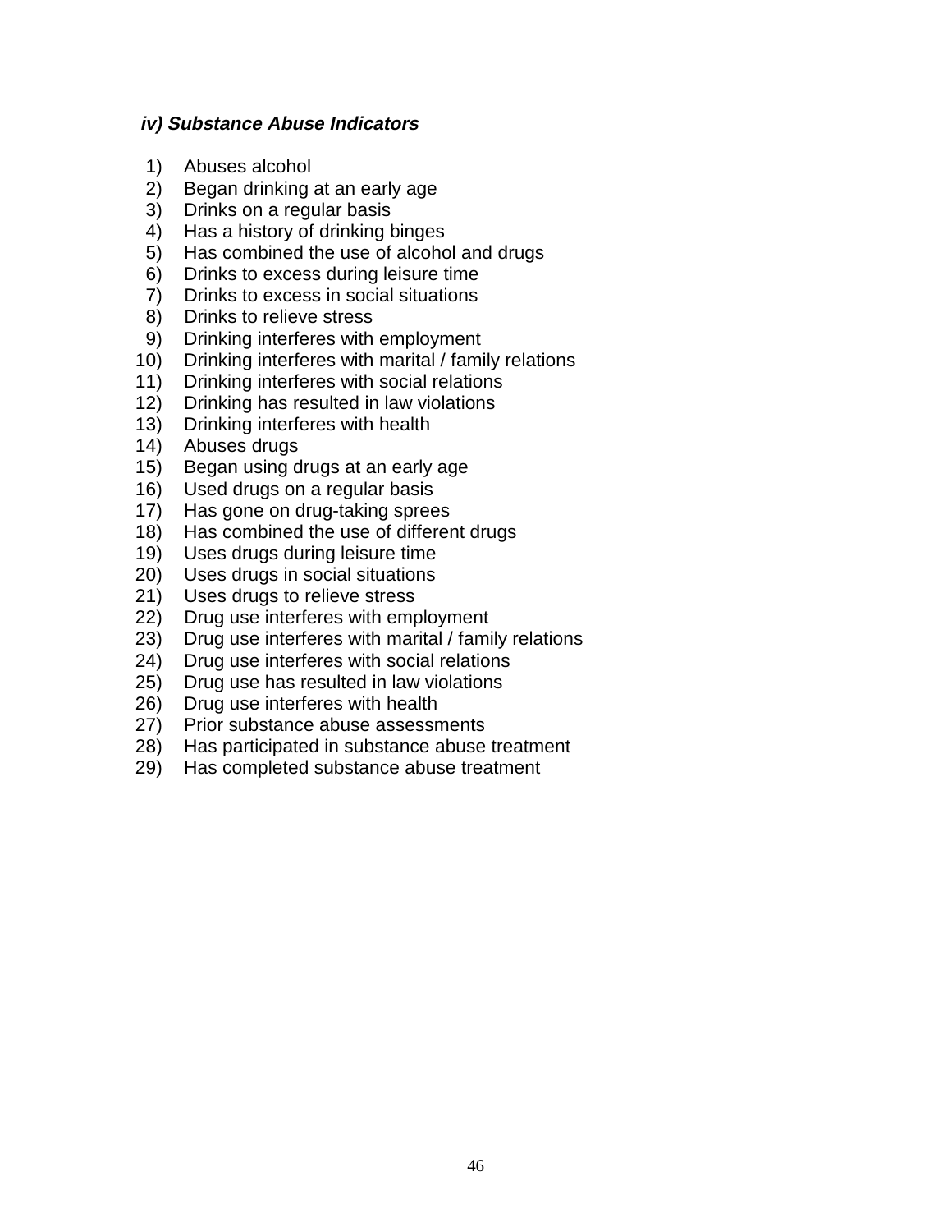***iv) Substance Abuse Indicators***

1) Abuses alcohol
2) Began drinking at an early age
3) Drinks on a regular basis
4) Has a history of drinking binges
5) Has combined the use of alcohol and drugs
6) Drinks to excess during leisure time
7) Drinks to excess in social situations
8) Drinks to relieve stress
9) Drinking interferes with employment
10) Drinking interferes with marital / family relations
11) Drinking interferes with social relations
12) Drinking has resulted in law violations
13) Drinking interferes with health
14) Abuses drugs
15) Began using drugs at an early age
16) Used drugs on a regular basis
17) Has gone on drug-taking sprees
18) Has combined the use of different drugs
19) Uses drugs during leisure time
20) Uses drugs in social situations
21) Uses drugs to relieve stress
22) Drug use interferes with employment
23) Drug use interferes with marital / family relations
24) Drug use interferes with social relations
25) Drug use has resulted in law violations
26) Drug use interferes with health
27) Prior substance abuse assessments
28) Has participated in substance abuse treatment
29) Has completed substance abuse treatment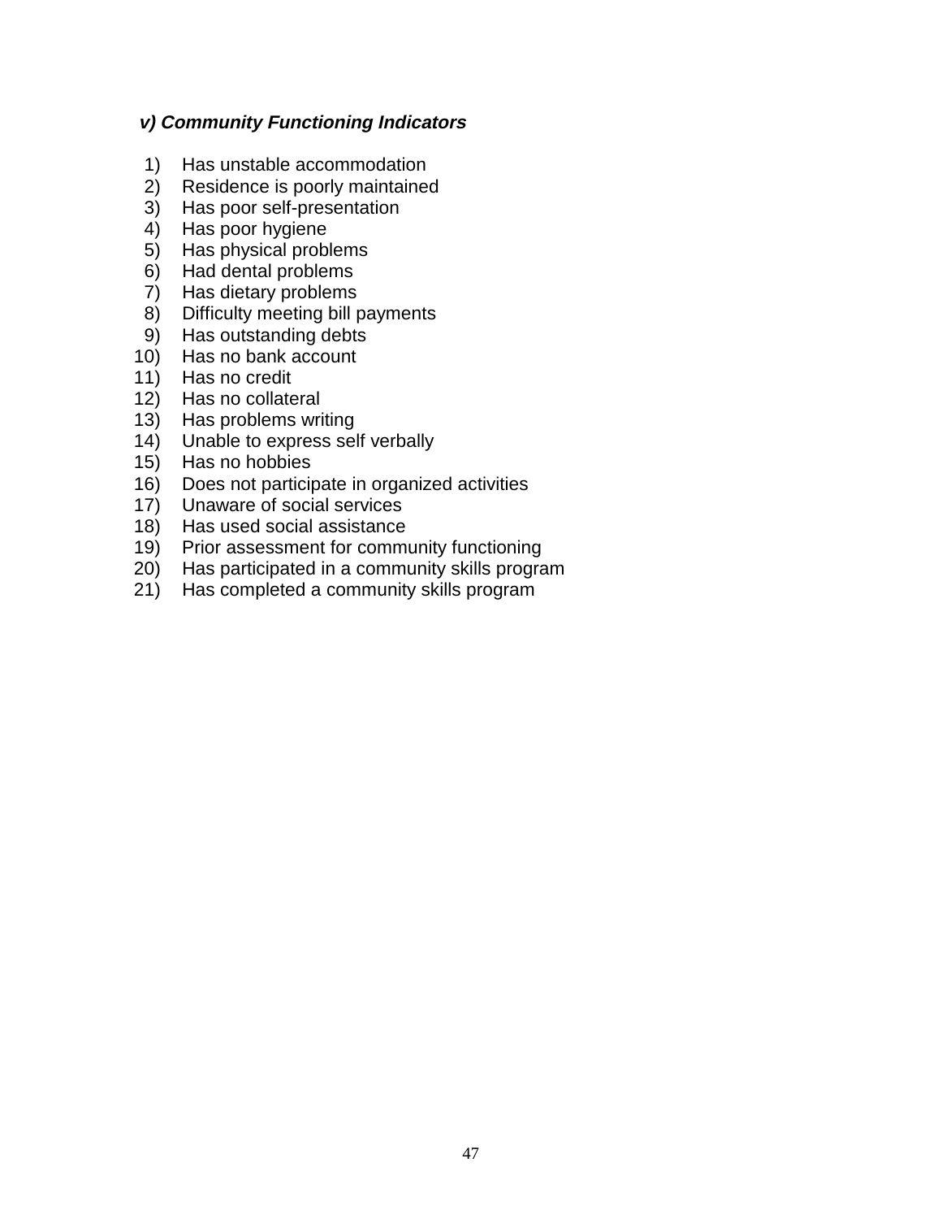***v) Community Functioning Indicators***

1) Has unstable accommodation
2) Residence is poorly maintained
3) Has poor self-presentation
4) Has poor hygiene
5) Has physical problems
6) Had dental problems
7) Has dietary problems
8) Difficulty meeting bill payments
9) Has outstanding debts
10) Has no bank account
11) Has no credit
12) Has no collateral
13) Has problems writing
14) Unable to express self verbally
15) Has no hobbies
16) Does not participate in organized activities
17) Unaware of social services
18) Has used social assistance
19) Prior assessment for community functioning
20) Has participated in a community skills program
21) Has completed a community skills program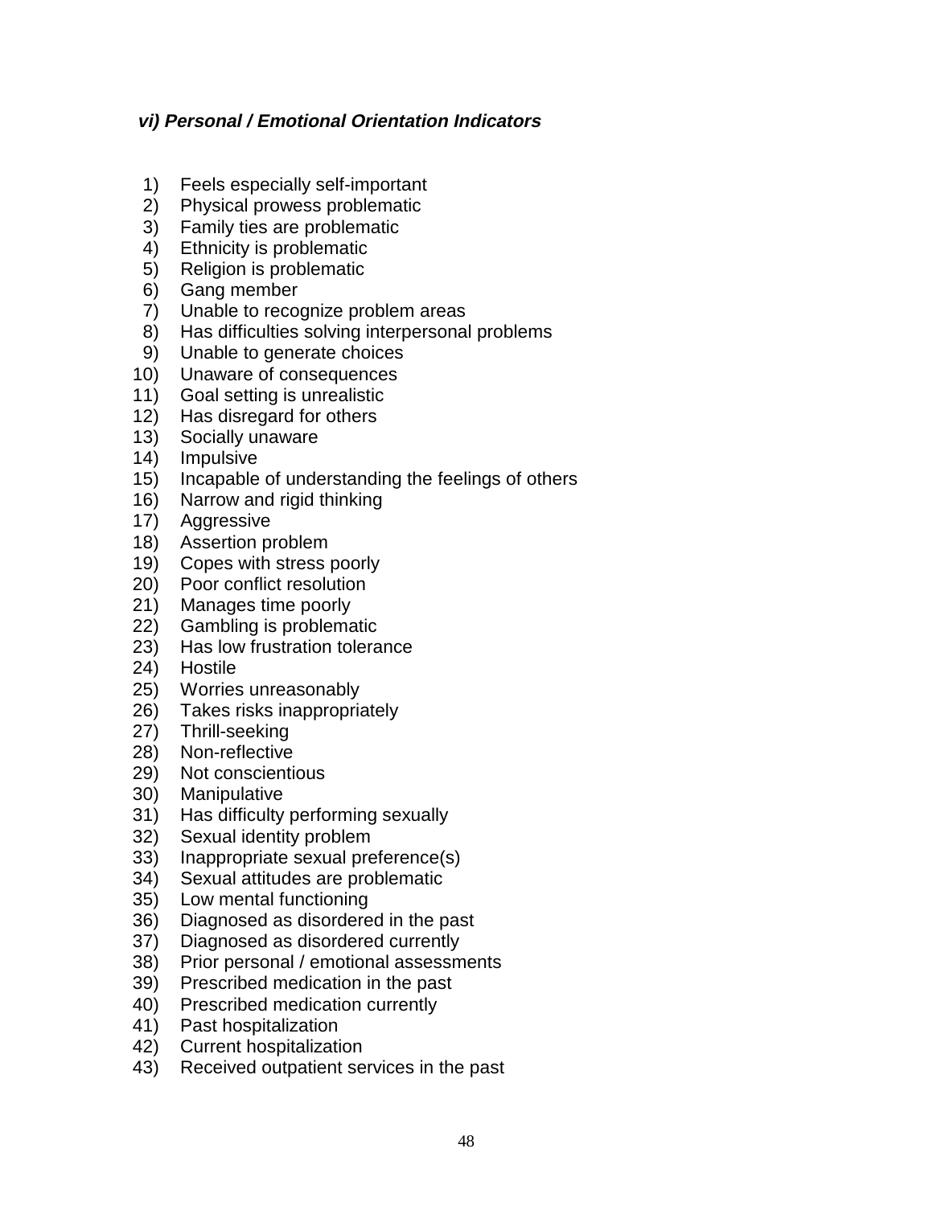### *vi) Personal / Emotional Orientation Indicators*

1) Feels especially self-important
2) Physical prowess problematic
3) Family ties are problematic
4) Ethnicity is problematic
5) Religion is problematic
6) Gang member
7) Unable to recognize problem areas
8) Has difficulties solving interpersonal problems
9) Unable to generate choices
10) Unaware of consequences
11) Goal setting is unrealistic
12) Has disregard for others
13) Socially unaware
14) Impulsive
15) Incapable of understanding the feelings of others
16) Narrow and rigid thinking
17) Aggressive
18) Assertion problem
19) Copes with stress poorly
20) Poor conflict resolution
21) Manages time poorly
22) Gambling is problematic
23) Has low frustration tolerance
24) Hostile
25) Worries unreasonably
26) Takes risks inappropriately
27) Thrill-seeking
28) Non-reflective
29) Not conscientious
30) Manipulative
31) Has difficulty performing sexually
32) Sexual identity problem
33) Inappropriate sexual preference(s)
34) Sexual attitudes are problematic
35) Low mental functioning
36) Diagnosed as disordered in the past
37) Diagnosed as disordered currently
38) Prior personal / emotional assessments
39) Prescribed medication in the past
40) Prescribed medication currently
41) Past hospitalization
42) Current hospitalization
43) Received outpatient services in the past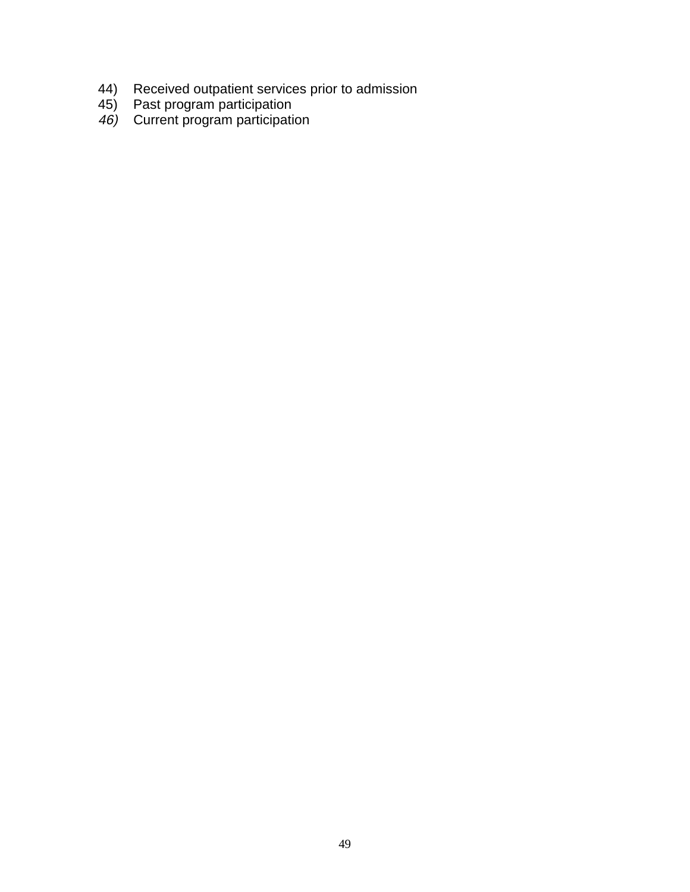44) Received outpatient services prior to admission
45) Past program participation
46) Current program participation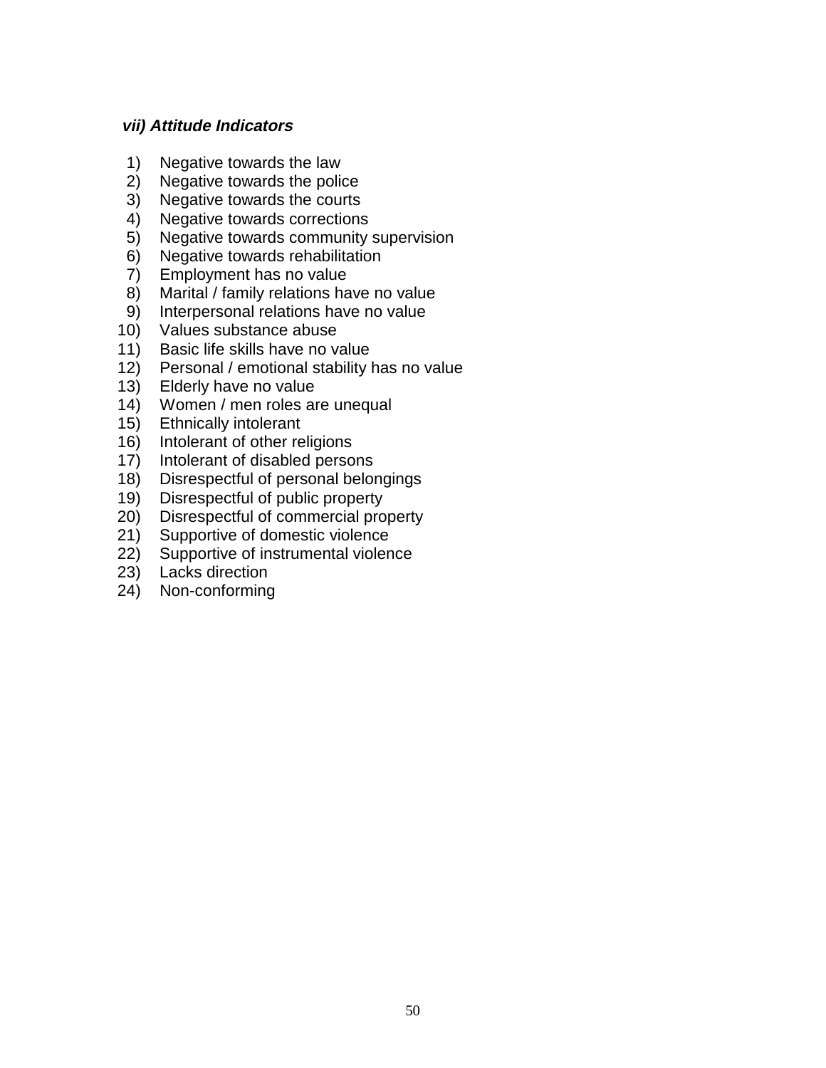### ***vii) Attitude Indicators***

1) Negative towards the law
2) Negative towards the police
3) Negative towards the courts
4) Negative towards corrections
5) Negative towards community supervision
6) Negative towards rehabilitation
7) Employment has no value
8) Marital / family relations have no value
9) Interpersonal relations have no value
10) Values substance abuse
11) Basic life skills have no value
12) Personal / emotional stability has no value
13) Elderly have no value
14) Women / men roles are unequal
15) Ethnically intolerant
16) Intolerant of other religions
17) Intolerant of disabled persons
18) Disrespectful of personal belongings
19) Disrespectful of public property
20) Disrespectful of commercial property
21) Supportive of domestic violence
22) Supportive of instrumental violence
23) Lacks direction
24) Non-conforming